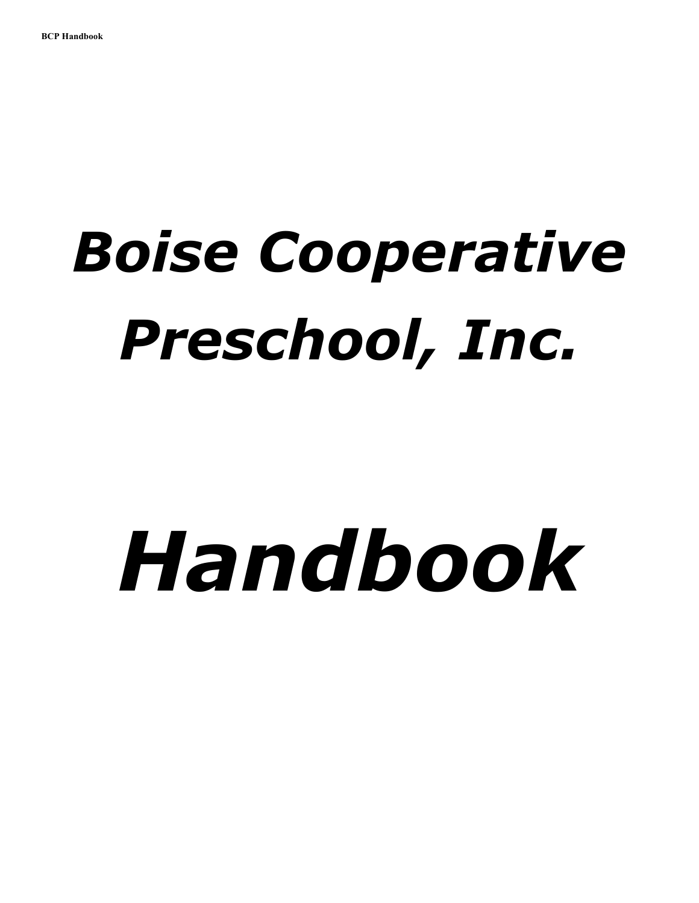# *Boise Cooperative Preschool, Inc.*

# *Handbook*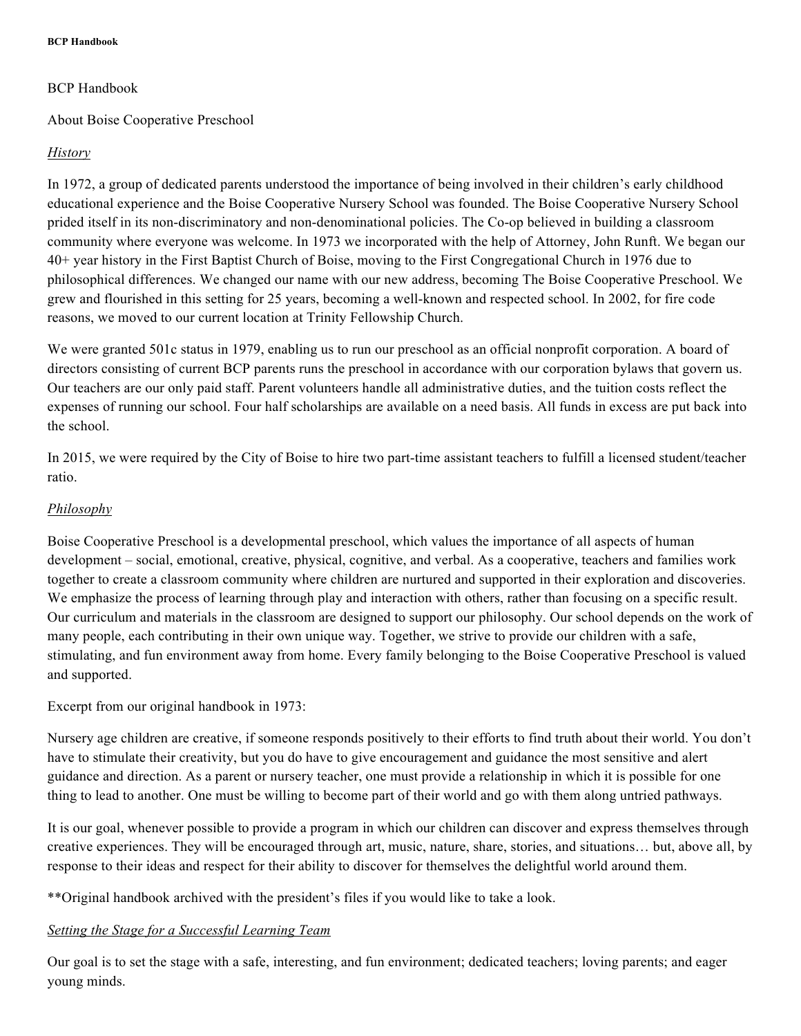BCP Handbook

About Boise Cooperative Preschool

*History*

In 1972, a group of dedicated parents understood the importance of being involved in their children's early childhood educational experience and the Boise Cooperative Nursery School was founded. The Boise Cooperative Nursery School prided itself in its non-discriminatory and non-denominational policies. The Co-op believed in building a classroom community where everyone was welcome. In 1973 we incorporated with the help of Attorney, John Runft. We began our 40+ year history in the First Baptist Church of Boise, moving to the First Congregational Church in 1976 due to philosophical differences. We changed our name with our new address, becoming The Boise Cooperative Preschool. We grew and flourished in this setting for 25 years, becoming a well-known and respected school. In 2002, for fire code reasons, we moved to our current location at Trinity Fellowship Church.

We were granted 501c status in 1979, enabling us to run our preschool as an official nonprofit corporation. A board of directors consisting of current BCP parents runs the preschool in accordance with our corporation bylaws that govern us. Our teachers are our only paid staff. Parent volunteers handle all administrative duties, and the tuition costs reflect the expenses of running our school. Four half scholarships are available on a need basis. All funds in excess are put back into the school.

In 2015, we were required by the City of Boise to hire two part-time assistant teachers to fulfill a licensed student/teacher ratio.

*Philosophy*

Boise Cooperative Preschool is a developmental preschool, which values the importance of all aspects of human development – social, emotional, creative, physical, cognitive, and verbal. As a cooperative, teachers and families work together to create a classroom community where children are nurtured and supported in their exploration and discoveries. We emphasize the process of learning through play and interaction with others, rather than focusing on a specific result. Our curriculum and materials in the classroom are designed to support our philosophy. Our school depends on the work of many people, each contributing in their own unique way. Together, we strive to provide our children with a safe, stimulating, and fun environment away from home. Every family belonging to the Boise Cooperative Preschool is valued and supported.

Excerpt from our original handbook in 1973:

Nursery age children are creative, if someone responds positively to their efforts to find truth about their world. You don't have to stimulate their creativity, but you do have to give encouragement and guidance the most sensitive and alert guidance and direction. As a parent or nursery teacher, one must provide a relationship in which it is possible for one thing to lead to another. One must be willing to become part of their world and go with them along untried pathways.

It is our goal, whenever possible to provide a program in which our children can discover and express themselves through creative experiences. They will be encouraged through art, music, nature, share, stories, and situations… but, above all, by response to their ideas and respect for their ability to discover for themselves the delightful world around them.

**Original handbook archived with the president's files if you would like to take a look.

*Setting the Stage for a Successful Learning Team*

Our goal is to set the stage with a safe, interesting, and fun environment; dedicated teachers; loving parents; and eager young minds.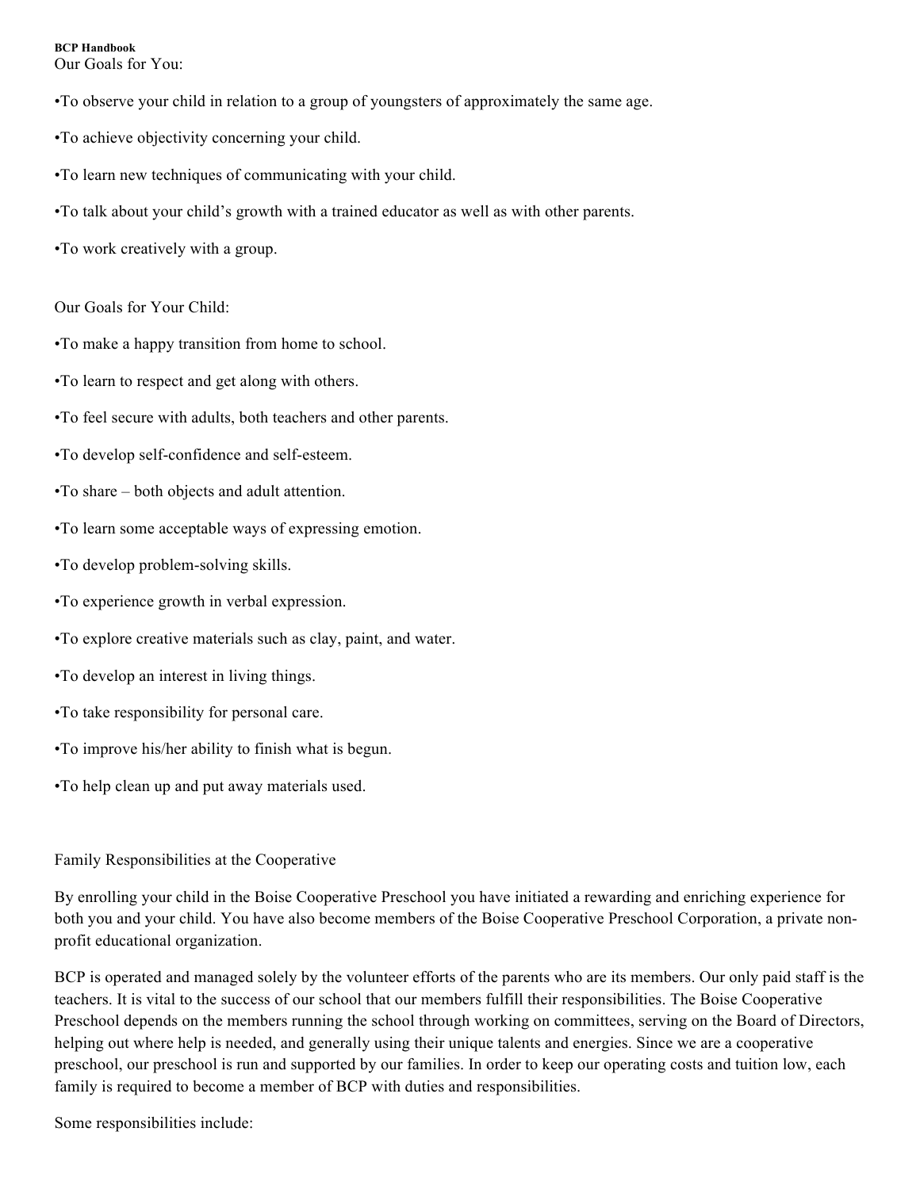Our Goals for You:

•To observe your child in relation to a group of youngsters of approximately the same age.

•To achieve objectivity concerning your child.

•To learn new techniques of communicating with your child.

•To talk about your child's growth with a trained educator as well as with other parents.

•To work creatively with a group.

Our Goals for Your Child:

•To make a happy transition from home to school.

•To learn to respect and get along with others.

•To feel secure with adults, both teachers and other parents.

•To develop self-confidence and self-esteem.

•To share – both objects and adult attention.

•To learn some acceptable ways of expressing emotion.

•To develop problem-solving skills.

•To experience growth in verbal expression.

•To explore creative materials such as clay, paint, and water.

•To develop an interest in living things.

•To take responsibility for personal care.

•To improve his/her ability to finish what is begun.

•To help clean up and put away materials used.

## Family Responsibilities at the Cooperative

By enrolling your child in the Boise Cooperative Preschool you have initiated a rewarding and enriching experience for both you and your child. You have also become members of the Boise Cooperative Preschool Corporation, a private non-profit educational organization.

BCP is operated and managed solely by the volunteer efforts of the parents who are its members. Our only paid staff is the teachers. It is vital to the success of our school that our members fulfill their responsibilities. The Boise Cooperative Preschool depends on the members running the school through working on committees, serving on the Board of Directors, helping out where help is needed, and generally using their unique talents and energies. Since we are a cooperative preschool, our preschool is run and supported by our families. In order to keep our operating costs and tuition low, each family is required to become a member of BCP with duties and responsibilities.

Some responsibilities include: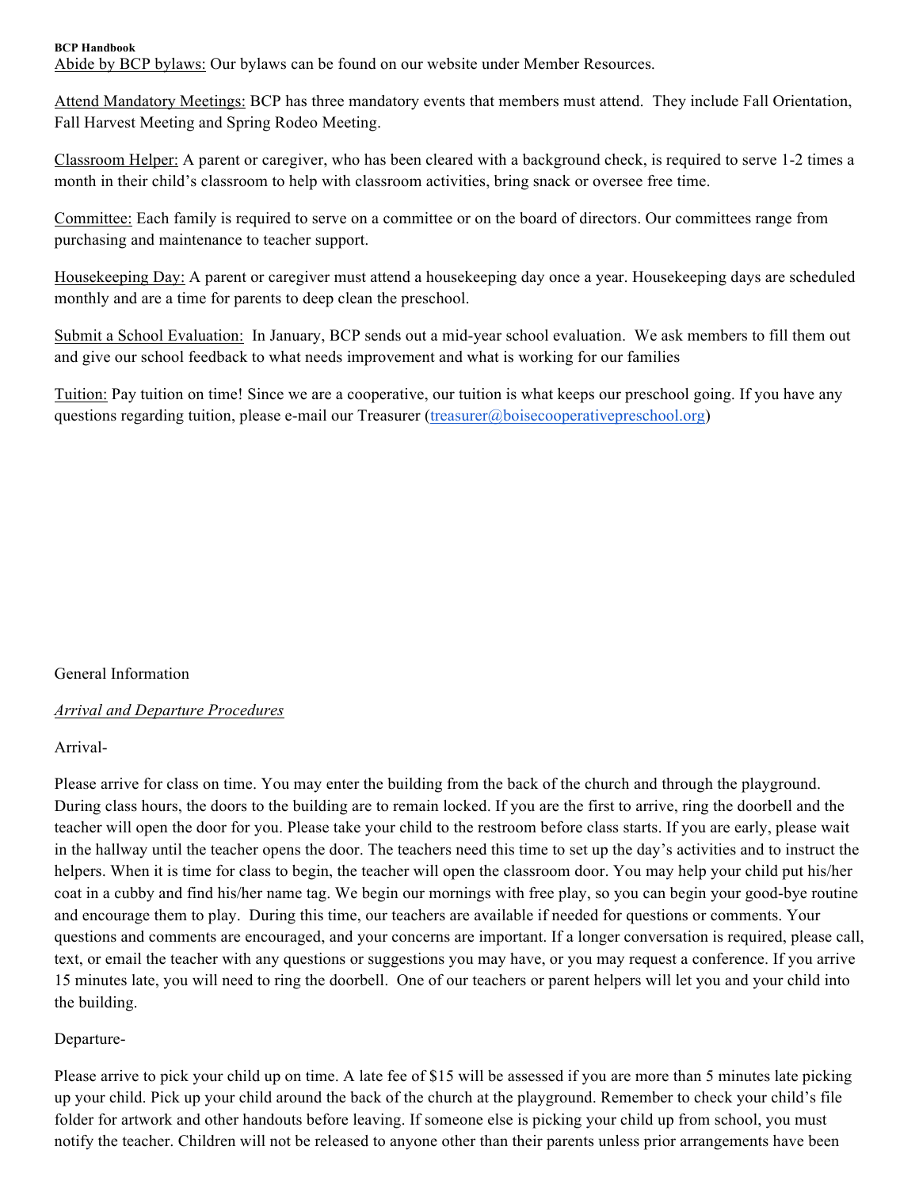Abide by BCP bylaws: Our bylaws can be found on our website under Member Resources.

Attend Mandatory Meetings: BCP has three mandatory events that members must attend. They include Fall Orientation, Fall Harvest Meeting and Spring Rodeo Meeting.

Classroom Helper: A parent or caregiver, who has been cleared with a background check, is required to serve 1-2 times a month in their child's classroom to help with classroom activities, bring snack or oversee free time.

Committee: Each family is required to serve on a committee or on the board of directors. Our committees range from purchasing and maintenance to teacher support.

Housekeeping Day: A parent or caregiver must attend a housekeeping day once a year. Housekeeping days are scheduled monthly and are a time for parents to deep clean the preschool.

Submit a School Evaluation: In January, BCP sends out a mid-year school evaluation. We ask members to fill them out and give our school feedback to what needs improvement and what is working for our families

Tuition: Pay tuition on time! Since we are a cooperative, our tuition is what keeps our preschool going. If you have any questions regarding tuition, please e-mail our Treasurer (treasurer@boisecooperativepreschool.org)

## General Information

### *Arrival and Departure Procedures*

Arrival-

Please arrive for class on time. You may enter the building from the back of the church and through the playground. During class hours, the doors to the building are to remain locked. If you are the first to arrive, ring the doorbell and the teacher will open the door for you. Please take your child to the restroom before class starts. If you are early, please wait in the hallway until the teacher opens the door. The teachers need this time to set up the day's activities and to instruct the helpers. When it is time for class to begin, the teacher will open the classroom door. You may help your child put his/her coat in a cubby and find his/her name tag. We begin our mornings with free play, so you can begin your good-bye routine and encourage them to play. During this time, our teachers are available if needed for questions or comments. Your questions and comments are encouraged, and your concerns are important. If a longer conversation is required, please call, text, or email the teacher with any questions or suggestions you may have, or you may request a conference. If you arrive 15 minutes late, you will need to ring the doorbell. One of our teachers or parent helpers will let you and your child into the building.

Departure-

Please arrive to pick your child up on time. A late fee of $15 will be assessed if you are more than 5 minutes late picking up your child. Pick up your child around the back of the church at the playground. Remember to check your child's file folder for artwork and other handouts before leaving. If someone else is picking your child up from school, you must notify the teacher. Children will not be released to anyone other than their parents unless prior arrangements have been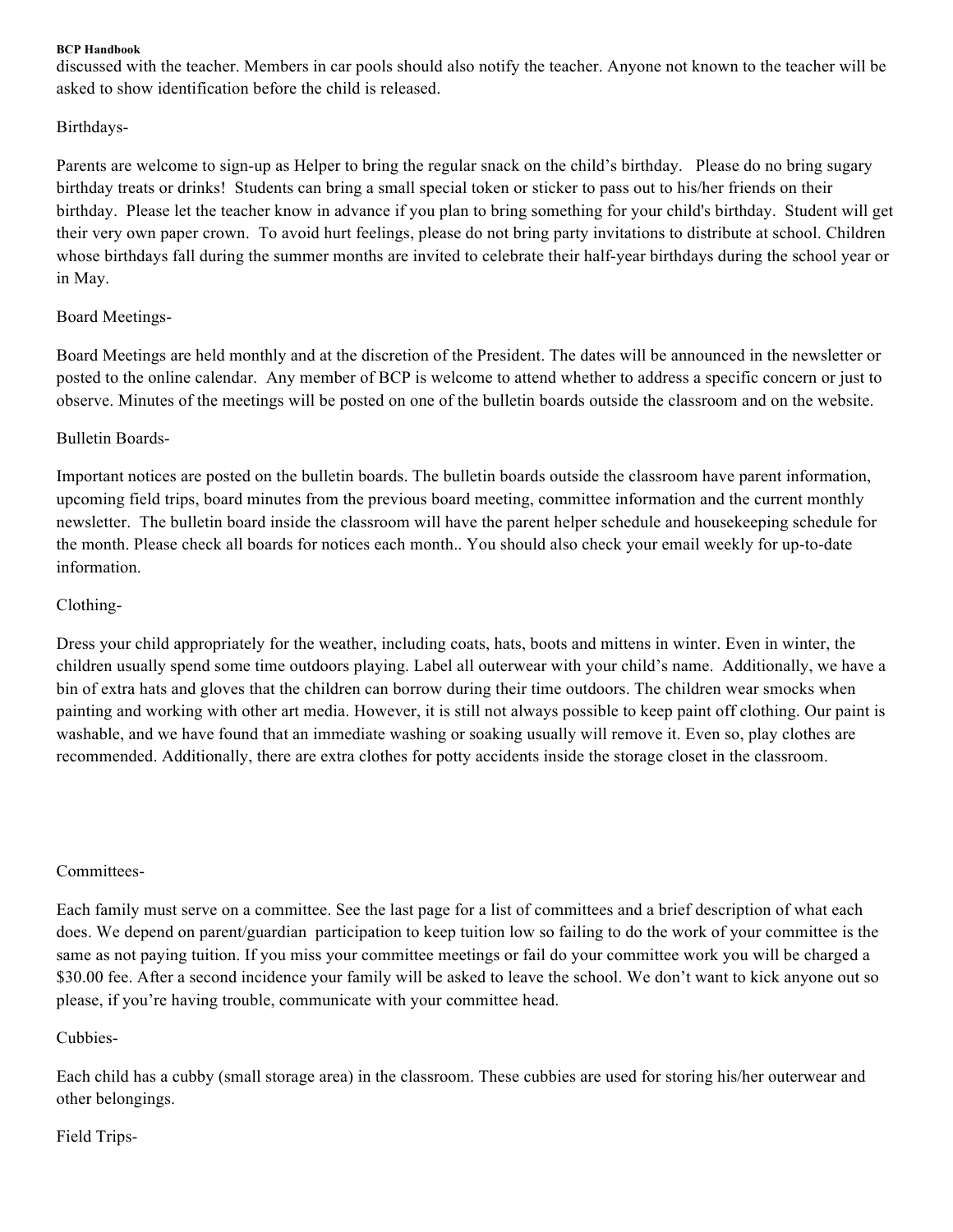discussed with the teacher. Members in car pools should also notify the teacher. Anyone not known to the teacher will be asked to show identification before the child is released.

Birthdays-

Parents are welcome to sign-up as Helper to bring the regular snack on the child's birthday. Please do no bring sugary birthday treats or drinks! Students can bring a small special token or sticker to pass out to his/her friends on their birthday. Please let the teacher know in advance if you plan to bring something for your child's birthday. Student will get their very own paper crown. To avoid hurt feelings, please do not bring party invitations to distribute at school. Children whose birthdays fall during the summer months are invited to celebrate their half-year birthdays during the school year or in May.

Board Meetings-

Board Meetings are held monthly and at the discretion of the President. The dates will be announced in the newsletter or posted to the online calendar. Any member of BCP is welcome to attend whether to address a specific concern or just to observe. Minutes of the meetings will be posted on one of the bulletin boards outside the classroom and on the website.

Bulletin Boards-

Important notices are posted on the bulletin boards. The bulletin boards outside the classroom have parent information, upcoming field trips, board minutes from the previous board meeting, committee information and the current monthly newsletter. The bulletin board inside the classroom will have the parent helper schedule and housekeeping schedule for the month. Please check all boards for notices each month.. You should also check your email weekly for up-to-date information.

Clothing-

Dress your child appropriately for the weather, including coats, hats, boots and mittens in winter. Even in winter, the children usually spend some time outdoors playing. Label all outerwear with your child's name. Additionally, we have a bin of extra hats and gloves that the children can borrow during their time outdoors. The children wear smocks when painting and working with other art media. However, it is still not always possible to keep paint off clothing. Our paint is washable, and we have found that an immediate washing or soaking usually will remove it. Even so, play clothes are recommended. Additionally, there are extra clothes for potty accidents inside the storage closet in the classroom.

Committees-

Each family must serve on a committee. See the last page for a list of committees and a brief description of what each does. We depend on parent/guardian participation to keep tuition low so failing to do the work of your committee is the same as not paying tuition. If you miss your committee meetings or fail do your committee work you will be charged a $30.00 fee. After a second incidence your family will be asked to leave the school. We don't want to kick anyone out so please, if you're having trouble, communicate with your committee head.

Cubbies-

Each child has a cubby (small storage area) in the classroom. These cubbies are used for storing his/her outerwear and other belongings.

Field Trips-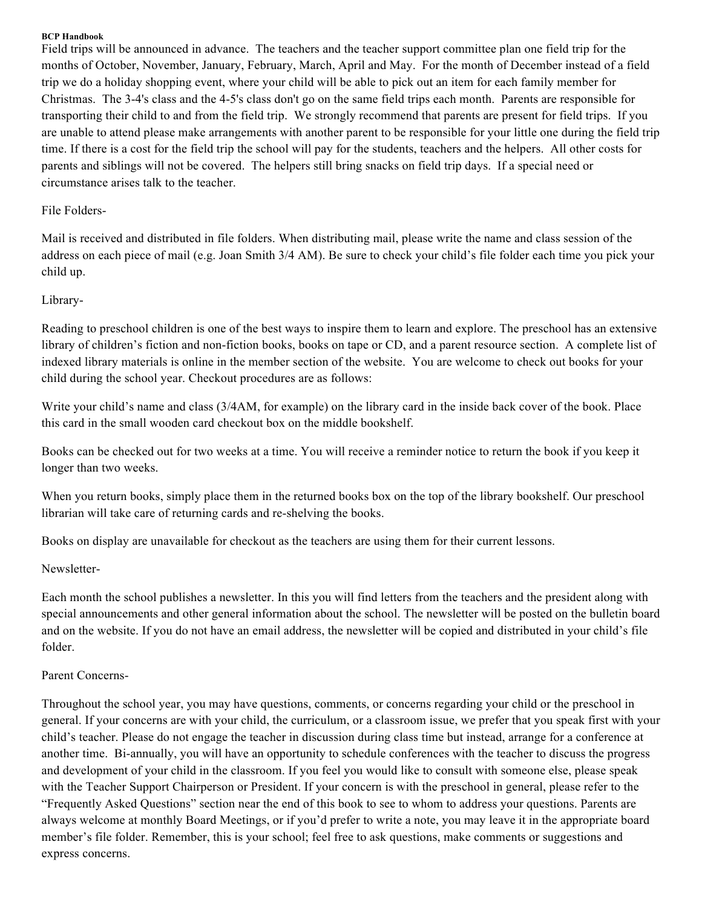Field trips will be announced in advance. The teachers and the teacher support committee plan one field trip for the months of October, November, January, February, March, April and May. For the month of December instead of a field trip we do a holiday shopping event, where your child will be able to pick out an item for each family member for Christmas. The 3-4's class and the 4-5's class don't go on the same field trips each month. Parents are responsible for transporting their child to and from the field trip. We strongly recommend that parents are present for field trips. If you are unable to attend please make arrangements with another parent to be responsible for your little one during the field trip time. If there is a cost for the field trip the school will pay for the students, teachers and the helpers. All other costs for parents and siblings will not be covered. The helpers still bring snacks on field trip days. If a special need or circumstance arises talk to the teacher.

File Folders-

Mail is received and distributed in file folders. When distributing mail, please write the name and class session of the address on each piece of mail (e.g. Joan Smith 3/4 AM). Be sure to check your child's file folder each time you pick your child up.

Library-

Reading to preschool children is one of the best ways to inspire them to learn and explore. The preschool has an extensive library of children's fiction and non-fiction books, books on tape or CD, and a parent resource section. A complete list of indexed library materials is online in the member section of the website. You are welcome to check out books for your child during the school year. Checkout procedures are as follows:

Write your child's name and class (3/4AM, for example) on the library card in the inside back cover of the book. Place this card in the small wooden card checkout box on the middle bookshelf.

Books can be checked out for two weeks at a time. You will receive a reminder notice to return the book if you keep it longer than two weeks.

When you return books, simply place them in the returned books box on the top of the library bookshelf. Our preschool librarian will take care of returning cards and re-shelving the books.

Books on display are unavailable for checkout as the teachers are using them for their current lessons.

Newsletter-

Each month the school publishes a newsletter. In this you will find letters from the teachers and the president along with special announcements and other general information about the school. The newsletter will be posted on the bulletin board and on the website. If you do not have an email address, the newsletter will be copied and distributed in your child's file folder.

Parent Concerns-

Throughout the school year, you may have questions, comments, or concerns regarding your child or the preschool in general. If your concerns are with your child, the curriculum, or a classroom issue, we prefer that you speak first with your child's teacher. Please do not engage the teacher in discussion during class time but instead, arrange for a conference at another time. Bi-annually, you will have an opportunity to schedule conferences with the teacher to discuss the progress and development of your child in the classroom. If you feel you would like to consult with someone else, please speak with the Teacher Support Chairperson or President. If your concern is with the preschool in general, please refer to the "Frequently Asked Questions" section near the end of this book to see to whom to address your questions. Parents are always welcome at monthly Board Meetings, or if you'd prefer to write a note, you may leave it in the appropriate board member's file folder. Remember, this is your school; feel free to ask questions, make comments or suggestions and express concerns.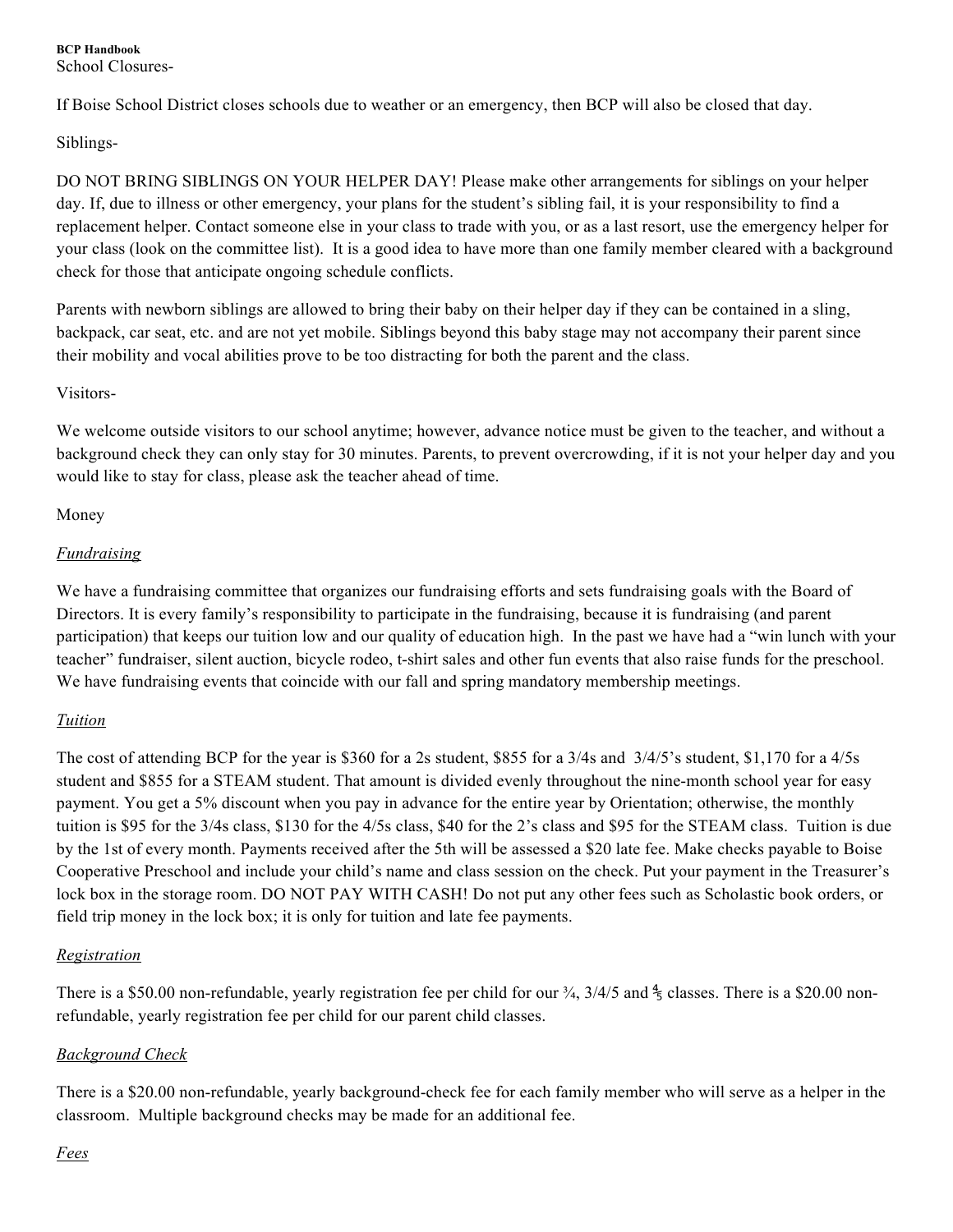School Closures-

If Boise School District closes schools due to weather or an emergency, then BCP will also be closed that day.

Siblings-

DO NOT BRING SIBLINGS ON YOUR HELPER DAY! Please make other arrangements for siblings on your helper day. If, due to illness or other emergency, your plans for the student's sibling fail, it is your responsibility to find a replacement helper. Contact someone else in your class to trade with you, or as a last resort, use the emergency helper for your class (look on the committee list). It is a good idea to have more than one family member cleared with a background check for those that anticipate ongoing schedule conflicts.

Parents with newborn siblings are allowed to bring their baby on their helper day if they can be contained in a sling, backpack, car seat, etc. and are not yet mobile. Siblings beyond this baby stage may not accompany their parent since their mobility and vocal abilities prove to be too distracting for both the parent and the class.

Visitors-

We welcome outside visitors to our school anytime; however, advance notice must be given to the teacher, and without a background check they can only stay for 30 minutes. Parents, to prevent overcrowding, if it is not your helper day and you would like to stay for class, please ask the teacher ahead of time.

Money

*Fundraising*

We have a fundraising committee that organizes our fundraising efforts and sets fundraising goals with the Board of Directors. It is every family's responsibility to participate in the fundraising, because it is fundraising (and parent participation) that keeps our tuition low and our quality of education high. In the past we have had a "win lunch with your teacher" fundraiser, silent auction, bicycle rodeo, t-shirt sales and other fun events that also raise funds for the preschool. We have fundraising events that coincide with our fall and spring mandatory membership meetings.

*Tuition*

The cost of attending BCP for the year is $360 for a 2s student, $855 for a 3/4s and 3/4/5's student, $1,170 for a 4/5s student and $855 for a STEAM student. That amount is divided evenly throughout the nine-month school year for easy payment. You get a 5% discount when you pay in advance for the entire year by Orientation; otherwise, the monthly tuition is $95 for the 3/4s class, $130 for the 4/5s class, $40 for the 2's class and $95 for the STEAM class. Tuition is due by the 1st of every month. Payments received after the 5th will be assessed a $20 late fee. Make checks payable to Boise Cooperative Preschool and include your child's name and class session on the check. Put your payment in the Treasurer's lock box in the storage room. DO NOT PAY WITH CASH! Do not put any other fees such as Scholastic book orders, or field trip money in the lock box; it is only for tuition and late fee payments.

*Registration*

There is a $50.00 non-refundable, yearly registration fee per child for our ¾, 3/4/5 and ⅘ classes. There is a $20.00 non-refundable, yearly registration fee per child for our parent child classes.

*Background Check*

There is a $20.00 non-refundable, yearly background-check fee for each family member who will serve as a helper in the classroom. Multiple background checks may be made for an additional fee.

*Fees*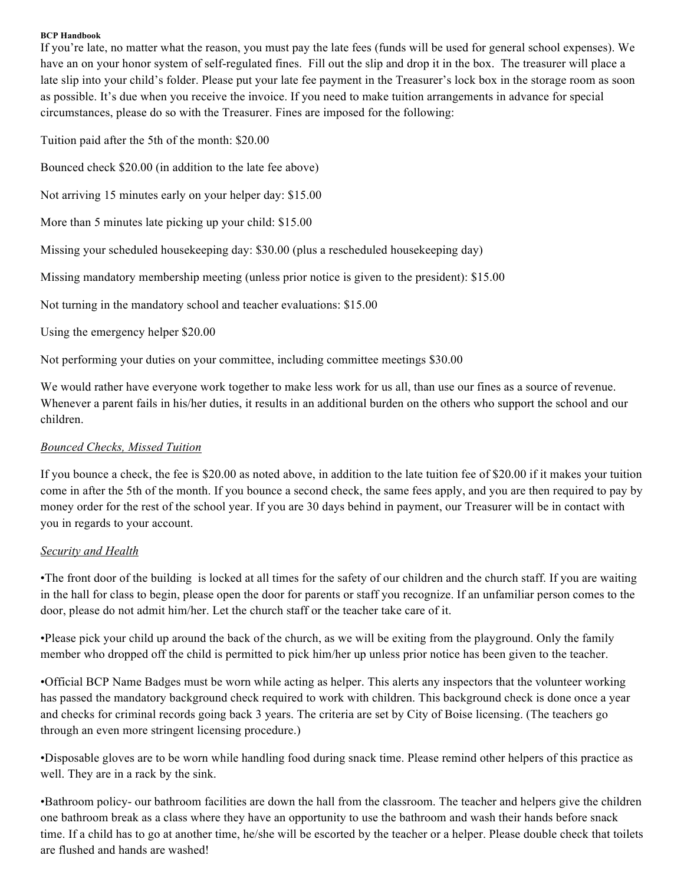If you're late, no matter what the reason, you must pay the late fees (funds will be used for general school expenses). We have an on your honor system of self-regulated fines.  Fill out the slip and drop it in the box.  The treasurer will place a late slip into your child's folder. Please put your late fee payment in the Treasurer's lock box in the storage room as soon as possible. It's due when you receive the invoice. If you need to make tuition arrangements in advance for special circumstances, please do so with the Treasurer. Fines are imposed for the following:

Tuition paid after the 5th of the month: $20.00

Bounced check $20.00 (in addition to the late fee above)

Not arriving 15 minutes early on your helper day: $15.00

More than 5 minutes late picking up your child: $15.00

Missing your scheduled housekeeping day: $30.00 (plus a rescheduled housekeeping day)

Missing mandatory membership meeting (unless prior notice is given to the president): $15.00

Not turning in the mandatory school and teacher evaluations: $15.00

Using the emergency helper $20.00

Not performing your duties on your committee, including committee meetings $30.00

We would rather have everyone work together to make less work for us all, than use our fines as a source of revenue. Whenever a parent fails in his/her duties, it results in an additional burden on the others who support the school and our children.

*Bounced Checks, Missed Tuition*

If you bounce a check, the fee is $20.00 as noted above, in addition to the late tuition fee of $20.00 if it makes your tuition come in after the 5th of the month. If you bounce a second check, the same fees apply, and you are then required to pay by money order for the rest of the school year. If you are 30 days behind in payment, our Treasurer will be in contact with you in regards to your account.

*Security and Health*

•The front door of the building  is locked at all times for the safety of our children and the church staff. If you are waiting in the hall for class to begin, please open the door for parents or staff you recognize. If an unfamiliar person comes to the door, please do not admit him/her. Let the church staff or the teacher take care of it.

•Please pick your child up around the back of the church, as we will be exiting from the playground. Only the family member who dropped off the child is permitted to pick him/her up unless prior notice has been given to the teacher.

•Official BCP Name Badges must be worn while acting as helper. This alerts any inspectors that the volunteer working has passed the mandatory background check required to work with children. This background check is done once a year and checks for criminal records going back 3 years. The criteria are set by City of Boise licensing. (The teachers go through an even more stringent licensing procedure.)

•Disposable gloves are to be worn while handling food during snack time. Please remind other helpers of this practice as well. They are in a rack by the sink.

•Bathroom policy- our bathroom facilities are down the hall from the classroom. The teacher and helpers give the children one bathroom break as a class where they have an opportunity to use the bathroom and wash their hands before snack time. If a child has to go at another time, he/she will be escorted by the teacher or a helper. Please double check that toilets are flushed and hands are washed!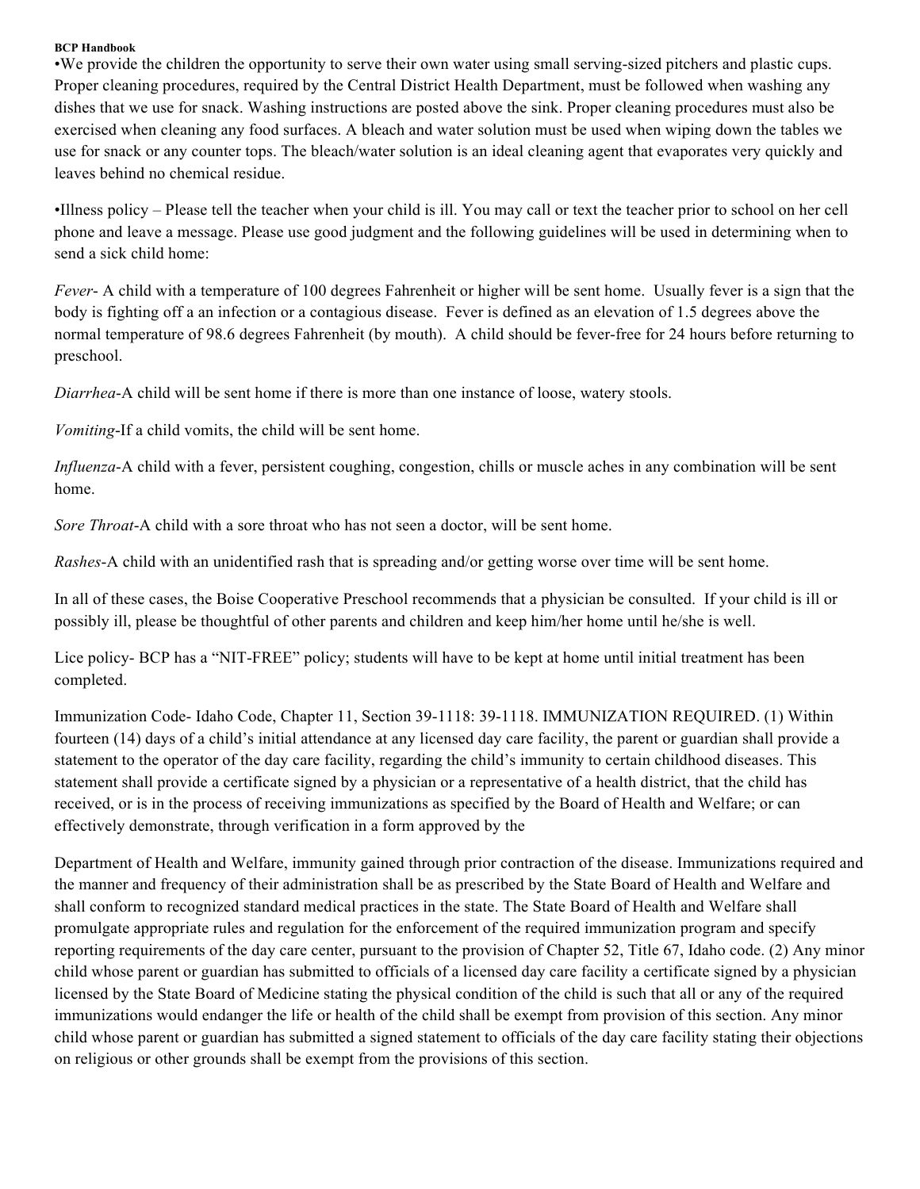•We provide the children the opportunity to serve their own water using small serving-sized pitchers and plastic cups. Proper cleaning procedures, required by the Central District Health Department, must be followed when washing any dishes that we use for snack. Washing instructions are posted above the sink. Proper cleaning procedures must also be exercised when cleaning any food surfaces. A bleach and water solution must be used when wiping down the tables we use for snack or any counter tops. The bleach/water solution is an ideal cleaning agent that evaporates very quickly and leaves behind no chemical residue.

•Illness policy – Please tell the teacher when your child is ill. You may call or text the teacher prior to school on her cell phone and leave a message. Please use good judgment and the following guidelines will be used in determining when to send a sick child home:

*Fever*- A child with a temperature of 100 degrees Fahrenheit or higher will be sent home. Usually fever is a sign that the body is fighting off a an infection or a contagious disease. Fever is defined as an elevation of 1.5 degrees above the normal temperature of 98.6 degrees Fahrenheit (by mouth). A child should be fever-free for 24 hours before returning to preschool.

*Diarrhea*-A child will be sent home if there is more than one instance of loose, watery stools.

*Vomiting*-If a child vomits, the child will be sent home.

*Influenza*-A child with a fever, persistent coughing, congestion, chills or muscle aches in any combination will be sent home.

*Sore Throat*-A child with a sore throat who has not seen a doctor, will be sent home.

*Rashes*-A child with an unidentified rash that is spreading and/or getting worse over time will be sent home.

In all of these cases, the Boise Cooperative Preschool recommends that a physician be consulted. If your child is ill or possibly ill, please be thoughtful of other parents and children and keep him/her home until he/she is well.

Lice policy- BCP has a "NIT-FREE" policy; students will have to be kept at home until initial treatment has been completed.

Immunization Code- Idaho Code, Chapter 11, Section 39-1118: 39-1118. IMMUNIZATION REQUIRED. (1) Within fourteen (14) days of a child's initial attendance at any licensed day care facility, the parent or guardian shall provide a statement to the operator of the day care facility, regarding the child's immunity to certain childhood diseases. This statement shall provide a certificate signed by a physician or a representative of a health district, that the child has received, or is in the process of receiving immunizations as specified by the Board of Health and Welfare; or can effectively demonstrate, through verification in a form approved by the

Department of Health and Welfare, immunity gained through prior contraction of the disease. Immunizations required and the manner and frequency of their administration shall be as prescribed by the State Board of Health and Welfare and shall conform to recognized standard medical practices in the state. The State Board of Health and Welfare shall promulgate appropriate rules and regulation for the enforcement of the required immunization program and specify reporting requirements of the day care center, pursuant to the provision of Chapter 52, Title 67, Idaho code. (2) Any minor child whose parent or guardian has submitted to officials of a licensed day care facility a certificate signed by a physician licensed by the State Board of Medicine stating the physical condition of the child is such that all or any of the required immunizations would endanger the life or health of the child shall be exempt from provision of this section. Any minor child whose parent or guardian has submitted a signed statement to officials of the day care facility stating their objections on religious or other grounds shall be exempt from the provisions of this section.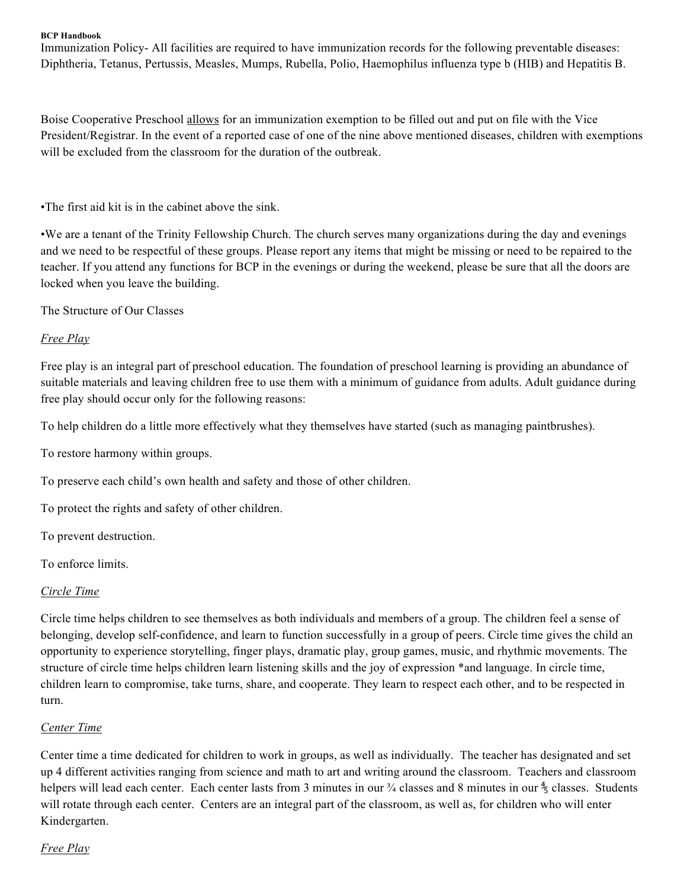Immunization Policy- All facilities are required to have immunization records for the following preventable diseases: Diphtheria, Tetanus, Pertussis, Measles, Mumps, Rubella, Polio, Haemophilus influenza type b (HIB) and Hepatitis B.

Boise Cooperative Preschool <u>allows</u> for an immunization exemption to be filled out and put on file with the Vice President/Registrar. In the event of a reported case of one of the nine above mentioned diseases, children with exemptions will be excluded from the classroom for the duration of the outbreak.

•The first aid kit is in the cabinet above the sink.

•We are a tenant of the Trinity Fellowship Church. The church serves many organizations during the day and evenings and we need to be respectful of these groups. Please report any items that might be missing or need to be repaired to the teacher. If you attend any functions for BCP in the evenings or during the weekend, please be sure that all the doors are locked when you leave the building.

The Structure of Our Classes

*<u>Free Play</u>*

Free play is an integral part of preschool education. The foundation of preschool learning is providing an abundance of suitable materials and leaving children free to use them with a minimum of guidance from adults. Adult guidance during free play should occur only for the following reasons:

To help children do a little more effectively what they themselves have started (such as managing paintbrushes).

To restore harmony within groups.

To preserve each child's own health and safety and those of other children.

To protect the rights and safety of other children.

To prevent destruction.

To enforce limits.

*<u>Circle Time</u>*

Circle time helps children to see themselves as both individuals and members of a group. The children feel a sense of belonging, develop self-confidence, and learn to function successfully in a group of peers. Circle time gives the child an opportunity to experience storytelling, finger plays, dramatic play, group games, music, and rhythmic movements. The structure of circle time helps children learn listening skills and the joy of expression *and language. In circle time, children learn to compromise, take turns, share, and cooperate. They learn to respect each other, and to be respected in turn.

*<u>Center Time</u>*

Center time a time dedicated for children to work in groups, as well as individually. The teacher has designated and set up 4 different activities ranging from science and math to art and writing around the classroom. Teachers and classroom helpers will lead each center. Each center lasts from 3 minutes in our ¾ classes and 8 minutes in our ⅘ classes. Students will rotate through each center. Centers are an integral part of the classroom, as well as, for children who will enter Kindergarten.

*<u>Free Play</u>*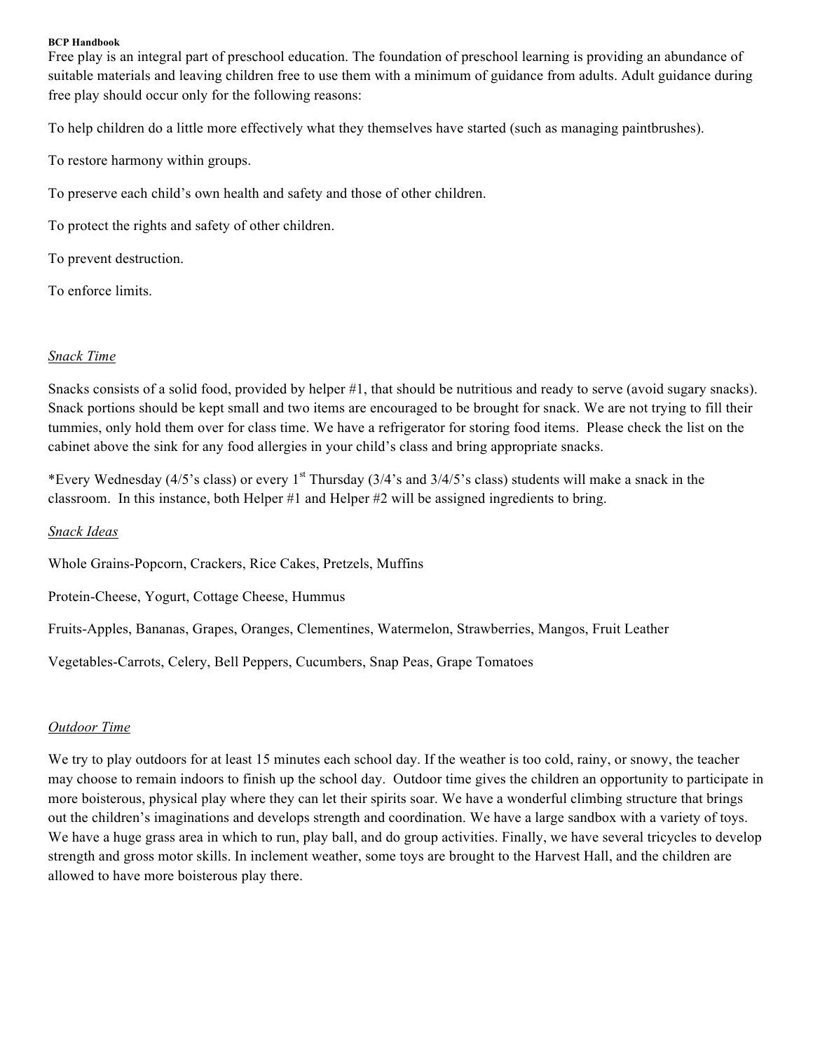Free play is an integral part of preschool education. The foundation of preschool learning is providing an abundance of suitable materials and leaving children free to use them with a minimum of guidance from adults. Adult guidance during free play should occur only for the following reasons:

To help children do a little more effectively what they themselves have started (such as managing paintbrushes).

To restore harmony within groups.

To preserve each child's own health and safety and those of other children.

To protect the rights and safety of other children.

To prevent destruction.

To enforce limits.

## *Snack Time*

Snacks consists of a solid food, provided by helper #1, that should be nutritious and ready to serve (avoid sugary snacks). Snack portions should be kept small and two items are encouraged to be brought for snack. We are not trying to fill their tummies, only hold them over for class time. We have a refrigerator for storing food items. Please check the list on the cabinet above the sink for any food allergies in your child's class and bring appropriate snacks.

*Every Wednesday (4/5's class) or every 1st Thursday (3/4's and 3/4/5's class) students will make a snack in the classroom. In this instance, both Helper #1 and Helper #2 will be assigned ingredients to bring.

## *Snack Ideas*

Whole Grains-Popcorn, Crackers, Rice Cakes, Pretzels, Muffins

Protein-Cheese, Yogurt, Cottage Cheese, Hummus

Fruits-Apples, Bananas, Grapes, Oranges, Clementines, Watermelon, Strawberries, Mangos, Fruit Leather

Vegetables-Carrots, Celery, Bell Peppers, Cucumbers, Snap Peas, Grape Tomatoes

## *Outdoor Time*

We try to play outdoors for at least 15 minutes each school day. If the weather is too cold, rainy, or snowy, the teacher may choose to remain indoors to finish up the school day. Outdoor time gives the children an opportunity to participate in more boisterous, physical play where they can let their spirits soar. We have a wonderful climbing structure that brings out the children's imaginations and develops strength and coordination. We have a large sandbox with a variety of toys. We have a huge grass area in which to run, play ball, and do group activities. Finally, we have several tricycles to develop strength and gross motor skills. In inclement weather, some toys are brought to the Harvest Hall, and the children are allowed to have more boisterous play there.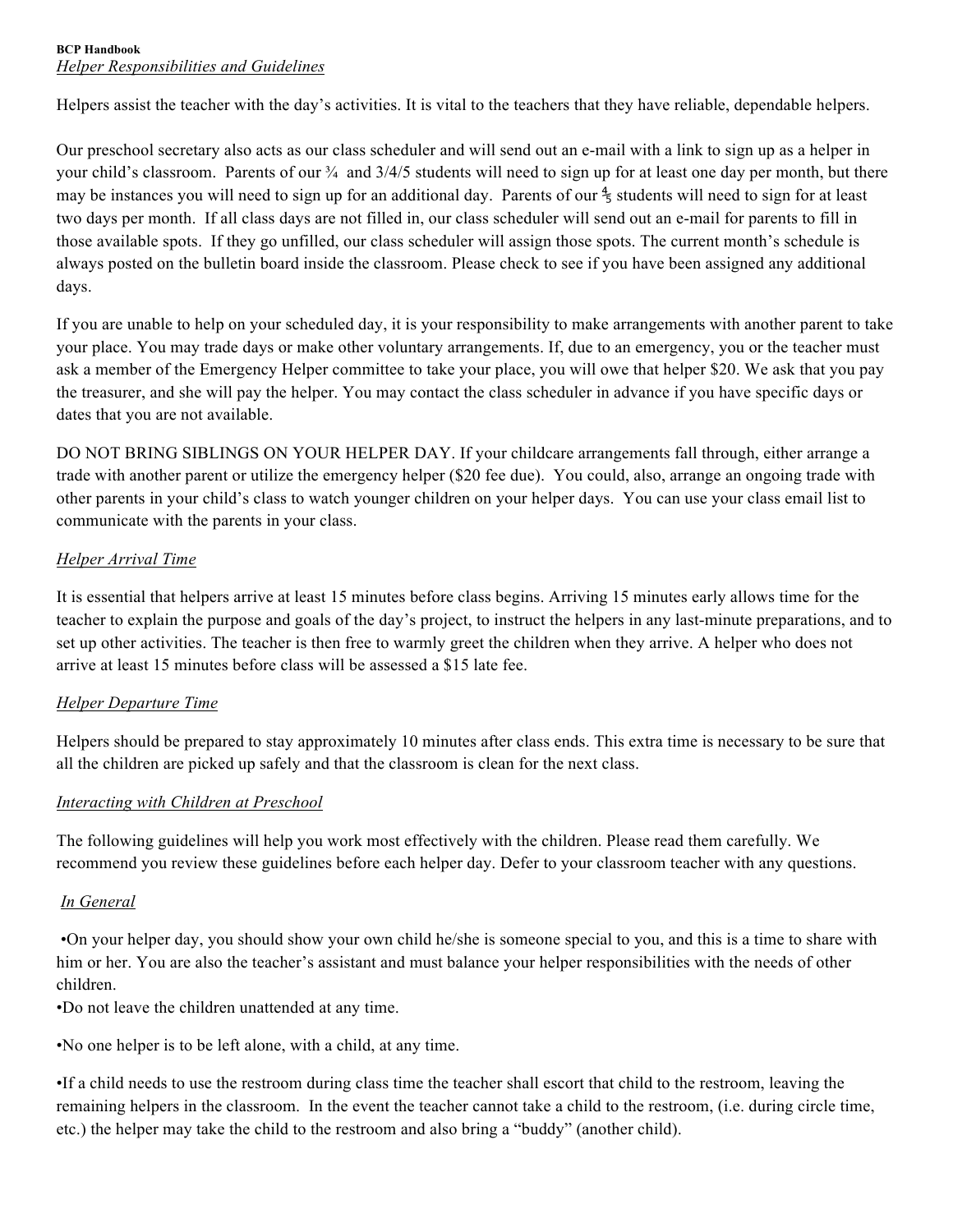**BCP Handbook**

*Helper Responsibilities and Guidelines*

Helpers assist the teacher with the day's activities. It is vital to the teachers that they have reliable, dependable helpers.

Our preschool secretary also acts as our class scheduler and will send out an e-mail with a link to sign up as a helper in your child's classroom. Parents of our ¾ and 3/4/5 students will need to sign up for at least one day per month, but there may be instances you will need to sign up for an additional day. Parents of our ⅘ students will need to sign for at least two days per month. If all class days are not filled in, our class scheduler will send out an e-mail for parents to fill in those available spots. If they go unfilled, our class scheduler will assign those spots. The current month's schedule is always posted on the bulletin board inside the classroom. Please check to see if you have been assigned any additional days.

If you are unable to help on your scheduled day, it is your responsibility to make arrangements with another parent to take your place. You may trade days or make other voluntary arrangements. If, due to an emergency, you or the teacher must ask a member of the Emergency Helper committee to take your place, you will owe that helper $20. We ask that you pay the treasurer, and she will pay the helper. You may contact the class scheduler in advance if you have specific days or dates that you are not available.

DO NOT BRING SIBLINGS ON YOUR HELPER DAY. If your childcare arrangements fall through, either arrange a trade with another parent or utilize the emergency helper ($20 fee due). You could, also, arrange an ongoing trade with other parents in your child's class to watch younger children on your helper days. You can use your class email list to communicate with the parents in your class.

*Helper Arrival Time*

It is essential that helpers arrive at least 15 minutes before class begins. Arriving 15 minutes early allows time for the teacher to explain the purpose and goals of the day's project, to instruct the helpers in any last-minute preparations, and to set up other activities. The teacher is then free to warmly greet the children when they arrive. A helper who does not arrive at least 15 minutes before class will be assessed a $15 late fee.

*Helper Departure Time*

Helpers should be prepared to stay approximately 10 minutes after class ends. This extra time is necessary to be sure that all the children are picked up safely and that the classroom is clean for the next class.

*Interacting with Children at Preschool*

The following guidelines will help you work most effectively with the children. Please read them carefully. We recommend you review these guidelines before each helper day. Defer to your classroom teacher with any questions.

*In General*

- On your helper day, you should show your own child he/she is someone special to you, and this is a time to share with him or her. You are also the teacher's assistant and must balance your helper responsibilities with the needs of other children.
- Do not leave the children unattended at any time.
- No one helper is to be left alone, with a child, at any time.
- If a child needs to use the restroom during class time the teacher shall escort that child to the restroom, leaving the remaining helpers in the classroom. In the event the teacher cannot take a child to the restroom, (i.e. during circle time, etc.) the helper may take the child to the restroom and also bring a "buddy" (another child).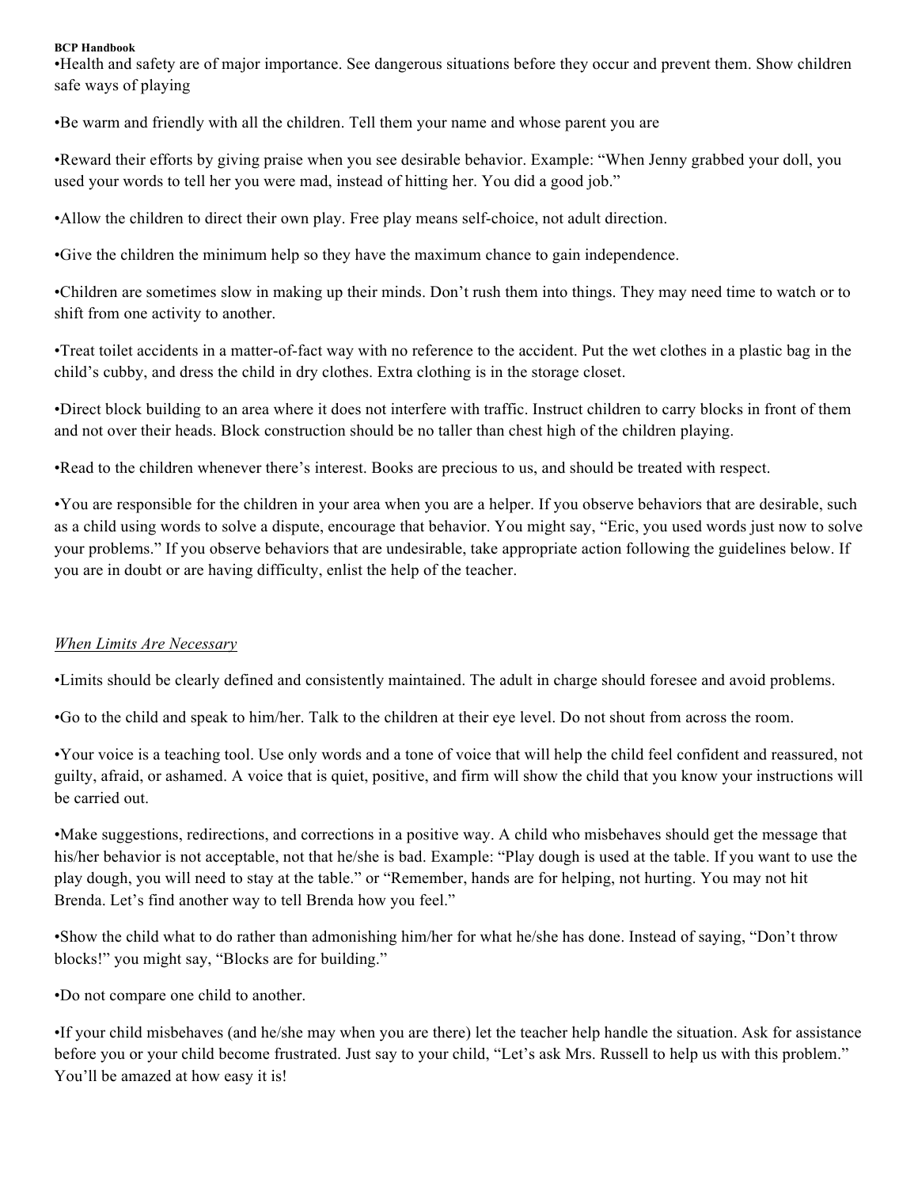•Health and safety are of major importance. See dangerous situations before they occur and prevent them. Show children safe ways of playing

•Be warm and friendly with all the children. Tell them your name and whose parent you are

•Reward their efforts by giving praise when you see desirable behavior. Example: "When Jenny grabbed your doll, you used your words to tell her you were mad, instead of hitting her. You did a good job."

•Allow the children to direct their own play. Free play means self-choice, not adult direction.

•Give the children the minimum help so they have the maximum chance to gain independence.

•Children are sometimes slow in making up their minds. Don't rush them into things. They may need time to watch or to shift from one activity to another.

•Treat toilet accidents in a matter-of-fact way with no reference to the accident. Put the wet clothes in a plastic bag in the child's cubby, and dress the child in dry clothes. Extra clothing is in the storage closet.

•Direct block building to an area where it does not interfere with traffic. Instruct children to carry blocks in front of them and not over their heads. Block construction should be no taller than chest high of the children playing.

•Read to the children whenever there's interest. Books are precious to us, and should be treated with respect.

•You are responsible for the children in your area when you are a helper. If you observe behaviors that are desirable, such as a child using words to solve a dispute, encourage that behavior. You might say, "Eric, you used words just now to solve your problems." If you observe behaviors that are undesirable, take appropriate action following the guidelines below. If you are in doubt or are having difficulty, enlist the help of the teacher.

*When Limits Are Necessary*

•Limits should be clearly defined and consistently maintained. The adult in charge should foresee and avoid problems.

•Go to the child and speak to him/her. Talk to the children at their eye level. Do not shout from across the room.

•Your voice is a teaching tool. Use only words and a tone of voice that will help the child feel confident and reassured, not guilty, afraid, or ashamed. A voice that is quiet, positive, and firm will show the child that you know your instructions will be carried out.

•Make suggestions, redirections, and corrections in a positive way. A child who misbehaves should get the message that his/her behavior is not acceptable, not that he/she is bad. Example: "Play dough is used at the table. If you want to use the play dough, you will need to stay at the table." or "Remember, hands are for helping, not hurting. You may not hit Brenda. Let's find another way to tell Brenda how you feel."

•Show the child what to do rather than admonishing him/her for what he/she has done. Instead of saying, "Don't throw blocks!" you might say, "Blocks are for building."

•Do not compare one child to another.

•If your child misbehaves (and he/she may when you are there) let the teacher help handle the situation. Ask for assistance before you or your child become frustrated. Just say to your child, "Let's ask Mrs. Russell to help us with this problem." You'll be amazed at how easy it is!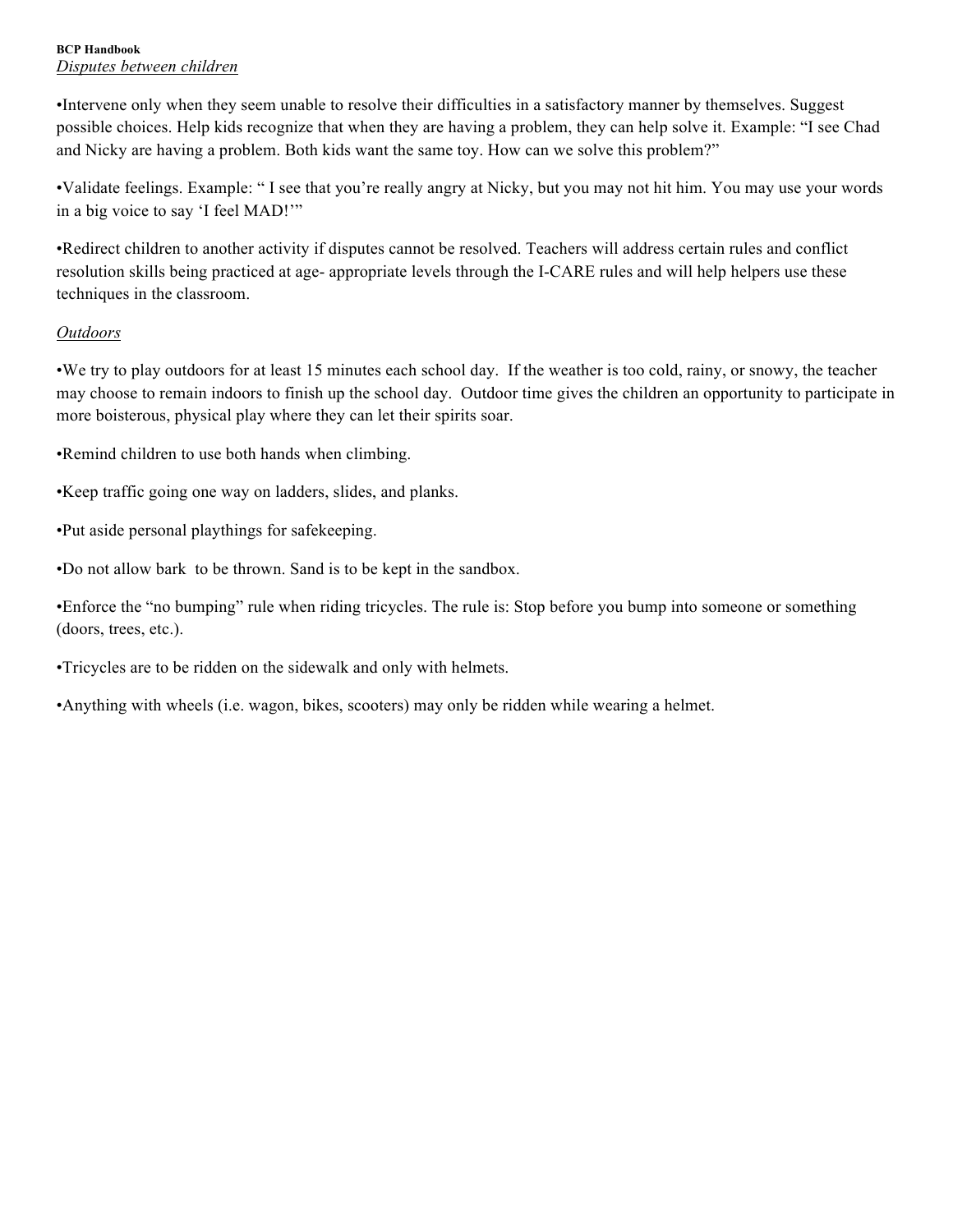*Disputes between children*

•Intervene only when they seem unable to resolve their difficulties in a satisfactory manner by themselves. Suggest possible choices. Help kids recognize that when they are having a problem, they can help solve it. Example: "I see Chad and Nicky are having a problem. Both kids want the same toy. How can we solve this problem?"

•Validate feelings. Example: " I see that you're really angry at Nicky, but you may not hit him. You may use your words in a big voice to say 'I feel MAD!'"

•Redirect children to another activity if disputes cannot be resolved. Teachers will address certain rules and conflict resolution skills being practiced at age- appropriate levels through the I-CARE rules and will help helpers use these techniques in the classroom.

*Outdoors*

•We try to play outdoors for at least 15 minutes each school day. If the weather is too cold, rainy, or snowy, the teacher may choose to remain indoors to finish up the school day. Outdoor time gives the children an opportunity to participate in more boisterous, physical play where they can let their spirits soar.

•Remind children to use both hands when climbing.

•Keep traffic going one way on ladders, slides, and planks.

•Put aside personal playthings for safekeeping.

•Do not allow bark to be thrown. Sand is to be kept in the sandbox.

•Enforce the "no bumping" rule when riding tricycles. The rule is: Stop before you bump into someone or something (doors, trees, etc.).

•Tricycles are to be ridden on the sidewalk and only with helmets.

•Anything with wheels (i.e. wagon, bikes, scooters) may only be ridden while wearing a helmet.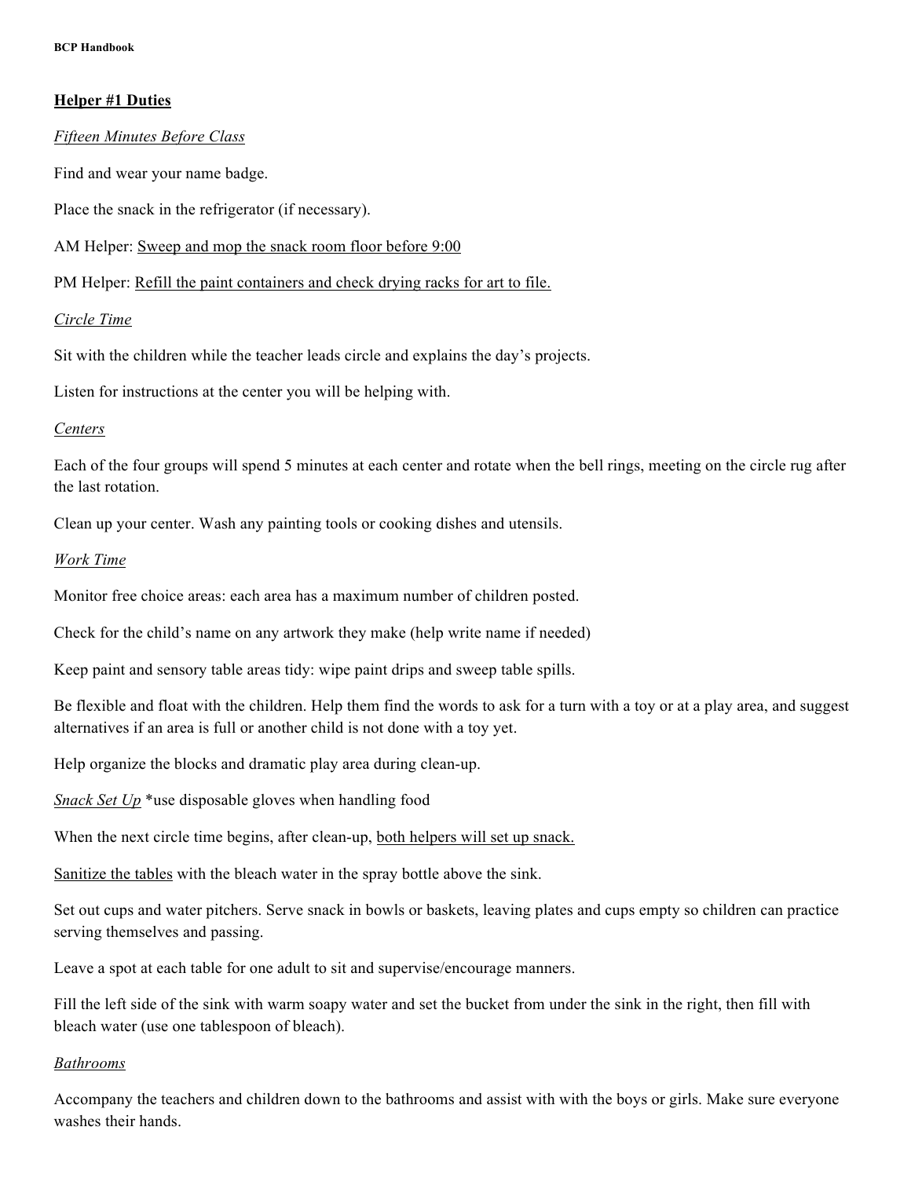## Helper #1 Duties

*Fifteen Minutes Before Class*

Find and wear your name badge.

Place the snack in the refrigerator (if necessary).

AM Helper: Sweep and mop the snack room floor before 9:00

PM Helper: Refill the paint containers and check drying racks for art to file.

*Circle Time*

Sit with the children while the teacher leads circle and explains the day's projects.

Listen for instructions at the center you will be helping with.

*Centers*

Each of the four groups will spend 5 minutes at each center and rotate when the bell rings, meeting on the circle rug after the last rotation.

Clean up your center. Wash any painting tools or cooking dishes and utensils.

*Work Time*

Monitor free choice areas: each area has a maximum number of children posted.

Check for the child's name on any artwork they make (help write name if needed)

Keep paint and sensory table areas tidy: wipe paint drips and sweep table spills.

Be flexible and float with the children. Help them find the words to ask for a turn with a toy or at a play area, and suggest alternatives if an area is full or another child is not done with a toy yet.

Help organize the blocks and dramatic play area during clean-up.

*Snack Set Up* *use disposable gloves when handling food

When the next circle time begins, after clean-up, both helpers will set up snack.

Sanitize the tables with the bleach water in the spray bottle above the sink.

Set out cups and water pitchers. Serve snack in bowls or baskets, leaving plates and cups empty so children can practice serving themselves and passing.

Leave a spot at each table for one adult to sit and supervise/encourage manners.

Fill the left side of the sink with warm soapy water and set the bucket from under the sink in the right, then fill with bleach water (use one tablespoon of bleach).

*Bathrooms*

Accompany the teachers and children down to the bathrooms and assist with with the boys or girls. Make sure everyone washes their hands.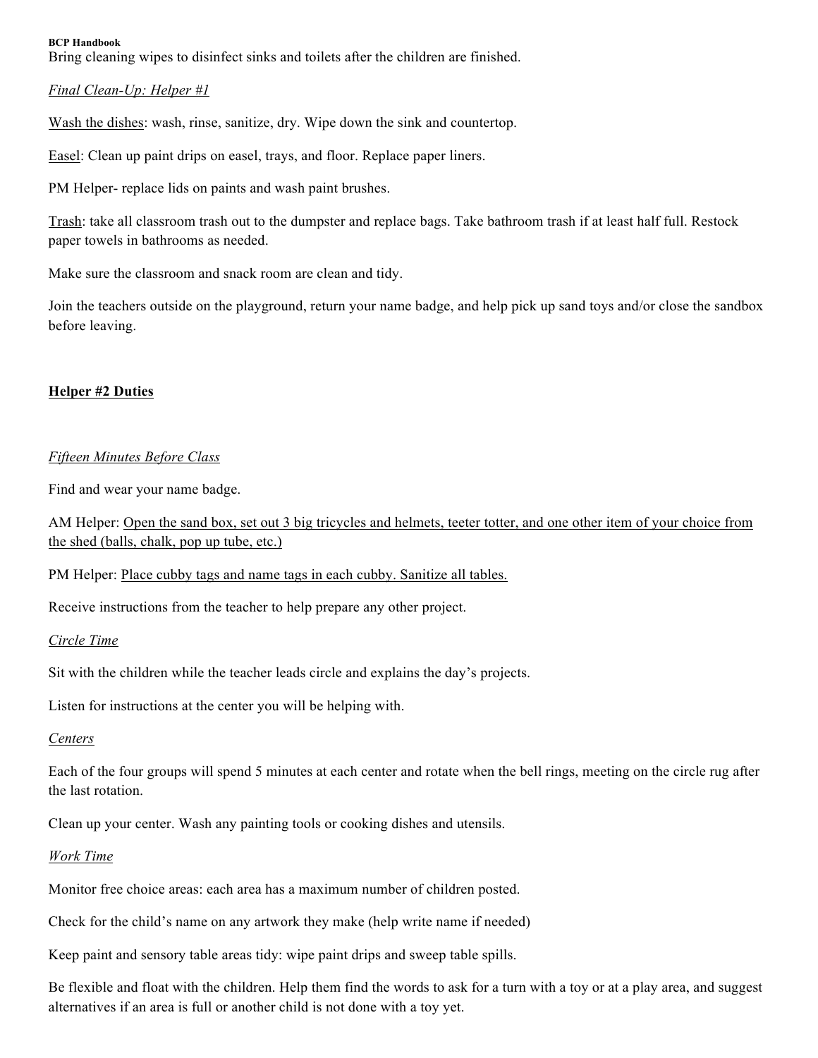Bring cleaning wipes to disinfect sinks and toilets after the children are finished.

*Final Clean-Up: Helper #1*

Wash the dishes: wash, rinse, sanitize, dry. Wipe down the sink and countertop.

Easel: Clean up paint drips on easel, trays, and floor. Replace paper liners.

PM Helper- replace lids on paints and wash paint brushes.

Trash: take all classroom trash out to the dumpster and replace bags. Take bathroom trash if at least half full. Restock paper towels in bathrooms as needed.

Make sure the classroom and snack room are clean and tidy.

Join the teachers outside on the playground, return your name badge, and help pick up sand toys and/or close the sandbox before leaving.

## Helper #2 Duties

*Fifteen Minutes Before Class*

Find and wear your name badge.

AM Helper: Open the sand box, set out 3 big tricycles and helmets, teeter totter, and one other item of your choice from the shed (balls, chalk, pop up tube, etc.)

PM Helper: Place cubby tags and name tags in each cubby. Sanitize all tables.

Receive instructions from the teacher to help prepare any other project.

*Circle Time*

Sit with the children while the teacher leads circle and explains the day's projects.

Listen for instructions at the center you will be helping with.

*Centers*

Each of the four groups will spend 5 minutes at each center and rotate when the bell rings, meeting on the circle rug after the last rotation.

Clean up your center. Wash any painting tools or cooking dishes and utensils.

*Work Time*

Monitor free choice areas: each area has a maximum number of children posted.

Check for the child's name on any artwork they make (help write name if needed)

Keep paint and sensory table areas tidy: wipe paint drips and sweep table spills.

Be flexible and float with the children. Help them find the words to ask for a turn with a toy or at a play area, and suggest alternatives if an area is full or another child is not done with a toy yet.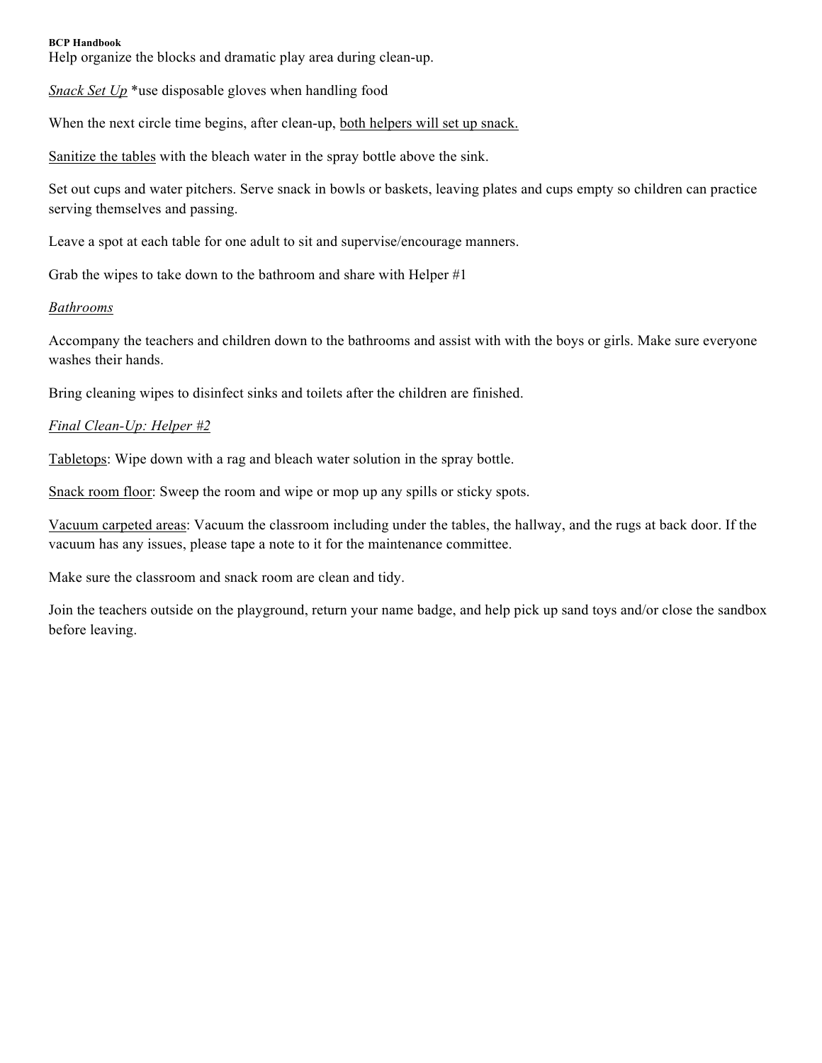Help organize the blocks and dramatic play area during clean-up.

*Snack Set Up* *use disposable gloves when handling food

When the next circle time begins, after clean-up, <u>both helpers will set up snack.</u>

<u>Sanitize the tables</u> with the bleach water in the spray bottle above the sink.

Set out cups and water pitchers. Serve snack in bowls or baskets, leaving plates and cups empty so children can practice serving themselves and passing.

Leave a spot at each table for one adult to sit and supervise/encourage manners.

Grab the wipes to take down to the bathroom and share with Helper #1

*Bathrooms*

Accompany the teachers and children down to the bathrooms and assist with with the boys or girls. Make sure everyone washes their hands.

Bring cleaning wipes to disinfect sinks and toilets after the children are finished.

*Final Clean-Up: Helper #2*

<u>Tabletops</u>: Wipe down with a rag and bleach water solution in the spray bottle.

<u>Snack room floor</u>: Sweep the room and wipe or mop up any spills or sticky spots.

<u>Vacuum carpeted areas</u>: Vacuum the classroom including under the tables, the hallway, and the rugs at back door. If the vacuum has any issues, please tape a note to it for the maintenance committee.

Make sure the classroom and snack room are clean and tidy.

Join the teachers outside on the playground, return your name badge, and help pick up sand toys and/or close the sandbox before leaving.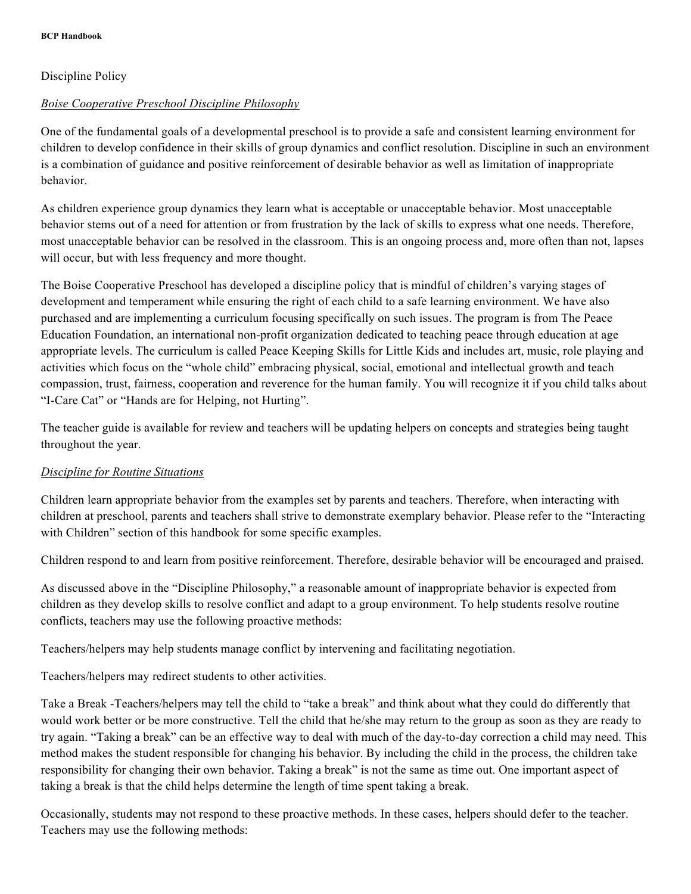## Discipline Policy

### *Boise Cooperative Preschool Discipline Philosophy*

One of the fundamental goals of a developmental preschool is to provide a safe and consistent learning environment for children to develop confidence in their skills of group dynamics and conflict resolution. Discipline in such an environment is a combination of guidance and positive reinforcement of desirable behavior as well as limitation of inappropriate behavior.

As children experience group dynamics they learn what is acceptable or unacceptable behavior. Most unacceptable behavior stems out of a need for attention or from frustration by the lack of skills to express what one needs. Therefore, most unacceptable behavior can be resolved in the classroom. This is an ongoing process and, more often than not, lapses will occur, but with less frequency and more thought.

The Boise Cooperative Preschool has developed a discipline policy that is mindful of children's varying stages of development and temperament while ensuring the right of each child to a safe learning environment. We have also purchased and are implementing a curriculum focusing specifically on such issues. The program is from The Peace Education Foundation, an international non-profit organization dedicated to teaching peace through education at age appropriate levels. The curriculum is called Peace Keeping Skills for Little Kids and includes art, music, role playing and activities which focus on the "whole child" embracing physical, social, emotional and intellectual growth and teach compassion, trust, fairness, cooperation and reverence for the human family. You will recognize it if you child talks about "I-Care Cat" or "Hands are for Helping, not Hurting".

The teacher guide is available for review and teachers will be updating helpers on concepts and strategies being taught throughout the year.

### *Discipline for Routine Situations*

Children learn appropriate behavior from the examples set by parents and teachers. Therefore, when interacting with children at preschool, parents and teachers shall strive to demonstrate exemplary behavior. Please refer to the "Interacting with Children" section of this handbook for some specific examples.

Children respond to and learn from positive reinforcement. Therefore, desirable behavior will be encouraged and praised.

As discussed above in the "Discipline Philosophy," a reasonable amount of inappropriate behavior is expected from children as they develop skills to resolve conflict and adapt to a group environment. To help students resolve routine conflicts, teachers may use the following proactive methods:

Teachers/helpers may help students manage conflict by intervening and facilitating negotiation.

Teachers/helpers may redirect students to other activities.

Take a Break -Teachers/helpers may tell the child to "take a break" and think about what they could do differently that would work better or be more constructive. Tell the child that he/she may return to the group as soon as they are ready to try again. "Taking a break" can be an effective way to deal with much of the day-to-day correction a child may need. This method makes the student responsible for changing his behavior. By including the child in the process, the children take responsibility for changing their own behavior. Taking a break" is not the same as time out. One important aspect of taking a break is that the child helps determine the length of time spent taking a break.

Occasionally, students may not respond to these proactive methods. In these cases, helpers should defer to the teacher. Teachers may use the following methods: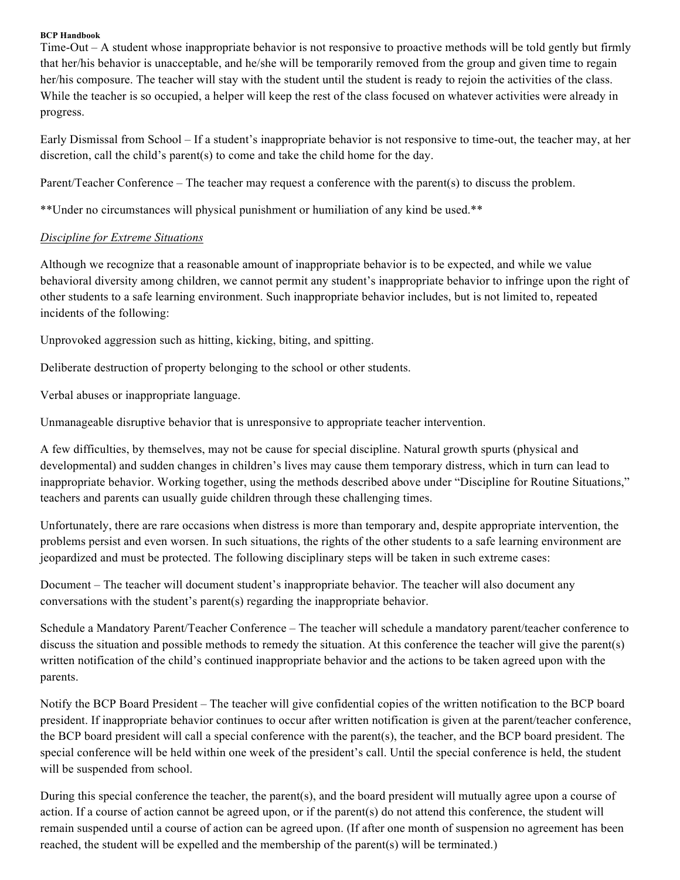Time-Out – A student whose inappropriate behavior is not responsive to proactive methods will be told gently but firmly that her/his behavior is unacceptable, and he/she will be temporarily removed from the group and given time to regain her/his composure. The teacher will stay with the student until the student is ready to rejoin the activities of the class. While the teacher is so occupied, a helper will keep the rest of the class focused on whatever activities were already in progress.

Early Dismissal from School – If a student's inappropriate behavior is not responsive to time-out, the teacher may, at her discretion, call the child's parent(s) to come and take the child home for the day.

Parent/Teacher Conference – The teacher may request a conference with the parent(s) to discuss the problem.

**Under no circumstances will physical punishment or humiliation of any kind be used.**

*Discipline for Extreme Situations*

Although we recognize that a reasonable amount of inappropriate behavior is to be expected, and while we value behavioral diversity among children, we cannot permit any student's inappropriate behavior to infringe upon the right of other students to a safe learning environment. Such inappropriate behavior includes, but is not limited to, repeated incidents of the following:

Unprovoked aggression such as hitting, kicking, biting, and spitting.

Deliberate destruction of property belonging to the school or other students.

Verbal abuses or inappropriate language.

Unmanageable disruptive behavior that is unresponsive to appropriate teacher intervention.

A few difficulties, by themselves, may not be cause for special discipline. Natural growth spurts (physical and developmental) and sudden changes in children's lives may cause them temporary distress, which in turn can lead to inappropriate behavior. Working together, using the methods described above under "Discipline for Routine Situations," teachers and parents can usually guide children through these challenging times.

Unfortunately, there are rare occasions when distress is more than temporary and, despite appropriate intervention, the problems persist and even worsen. In such situations, the rights of the other students to a safe learning environment are jeopardized and must be protected. The following disciplinary steps will be taken in such extreme cases:

Document – The teacher will document student's inappropriate behavior. The teacher will also document any conversations with the student's parent(s) regarding the inappropriate behavior.

Schedule a Mandatory Parent/Teacher Conference – The teacher will schedule a mandatory parent/teacher conference to discuss the situation and possible methods to remedy the situation. At this conference the teacher will give the parent(s) written notification of the child's continued inappropriate behavior and the actions to be taken agreed upon with the parents.

Notify the BCP Board President – The teacher will give confidential copies of the written notification to the BCP board president. If inappropriate behavior continues to occur after written notification is given at the parent/teacher conference, the BCP board president will call a special conference with the parent(s), the teacher, and the BCP board president. The special conference will be held within one week of the president's call. Until the special conference is held, the student will be suspended from school.

During this special conference the teacher, the parent(s), and the board president will mutually agree upon a course of action. If a course of action cannot be agreed upon, or if the parent(s) do not attend this conference, the student will remain suspended until a course of action can be agreed upon. (If after one month of suspension no agreement has been reached, the student will be expelled and the membership of the parent(s) will be terminated.)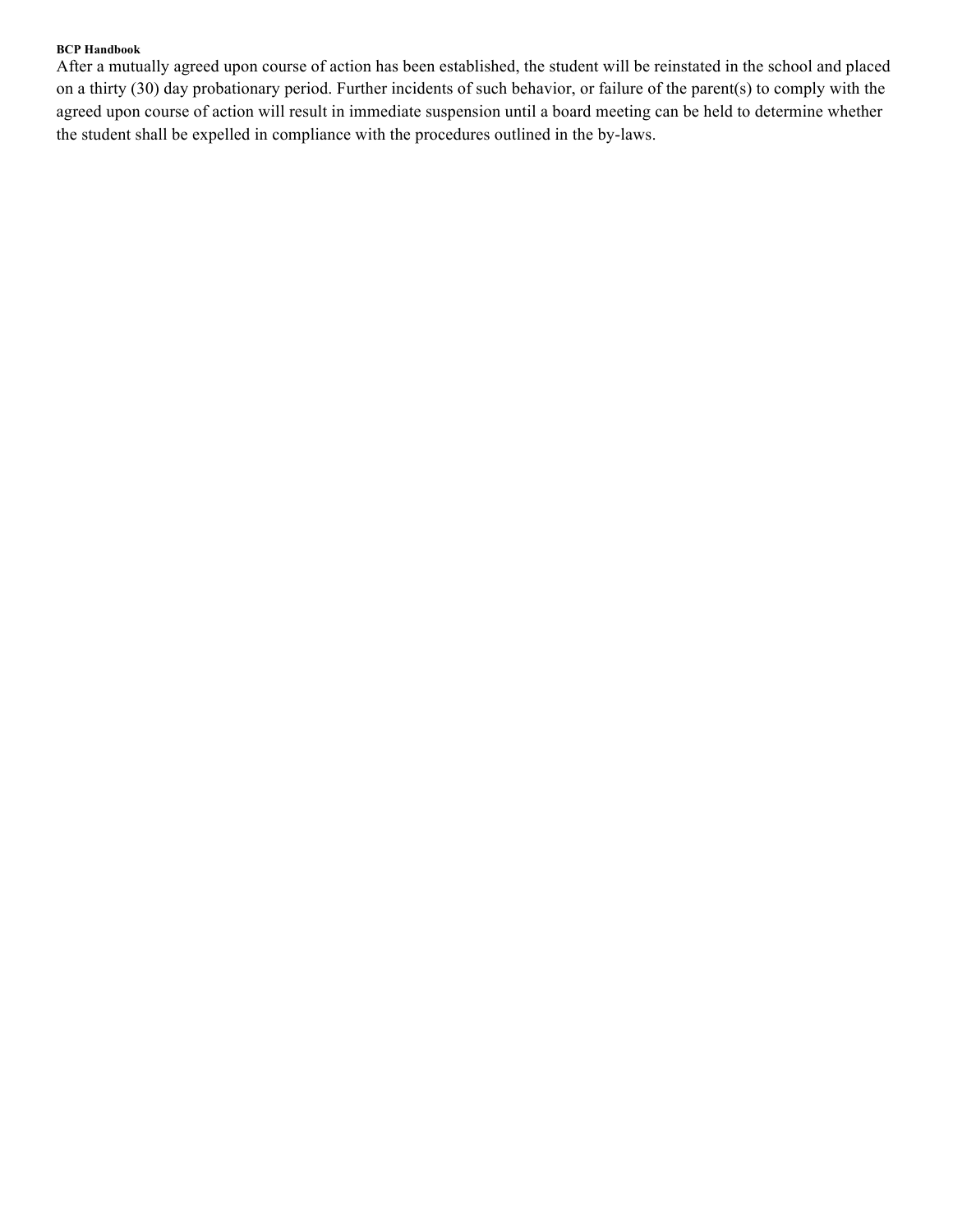After a mutually agreed upon course of action has been established, the student will be reinstated in the school and placed on a thirty (30) day probationary period. Further incidents of such behavior, or failure of the parent(s) to comply with the agreed upon course of action will result in immediate suspension until a board meeting can be held to determine whether the student shall be expelled in compliance with the procedures outlined in the by-laws.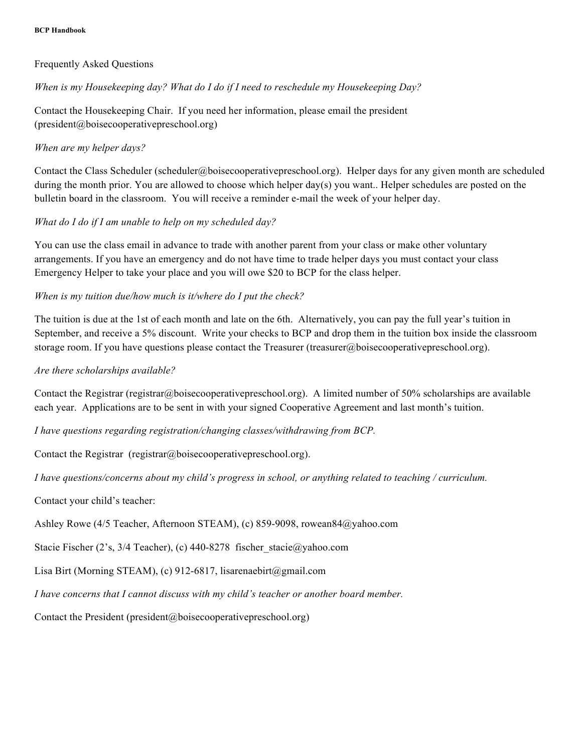Frequently Asked Questions

*When is my Housekeeping day? What do I do if I need to reschedule my Housekeeping Day?*

Contact the Housekeeping Chair. If you need her information, please email the president (president@boisecooperativepreschool.org)

*When are my helper days?*

Contact the Class Scheduler (scheduler@boisecooperativepreschool.org). Helper days for any given month are scheduled during the month prior. You are allowed to choose which helper day(s) you want.. Helper schedules are posted on the bulletin board in the classroom. You will receive a reminder e-mail the week of your helper day.

*What do I do if I am unable to help on my scheduled day?*

You can use the class email in advance to trade with another parent from your class or make other voluntary arrangements. If you have an emergency and do not have time to trade helper days you must contact your class Emergency Helper to take your place and you will owe $20 to BCP for the class helper.

*When is my tuition due/how much is it/where do I put the check?*

The tuition is due at the 1st of each month and late on the 6th. Alternatively, you can pay the full year's tuition in September, and receive a 5% discount. Write your checks to BCP and drop them in the tuition box inside the classroom storage room. If you have questions please contact the Treasurer (treasurer@boisecooperativepreschool.org).

*Are there scholarships available?*

Contact the Registrar (registrar@boisecooperativepreschool.org). A limited number of 50% scholarships are available each year. Applications are to be sent in with your signed Cooperative Agreement and last month's tuition.

*I have questions regarding registration/changing classes/withdrawing from BCP.*

Contact the Registrar (registrar@boisecooperativepreschool.org).

*I have questions/concerns about my child's progress in school, or anything related to teaching / curriculum.*

Contact your child's teacher:

Ashley Rowe (4/5 Teacher, Afternoon STEAM), (c) 859-9098, rowean84@yahoo.com

Stacie Fischer (2's, 3/4 Teacher), (c) 440-8278 fischer_stacie@yahoo.com

Lisa Birt (Morning STEAM), (c) 912-6817, lisarenaebirt@gmail.com

*I have concerns that I cannot discuss with my child's teacher or another board member.*

Contact the President (president@boisecooperativepreschool.org)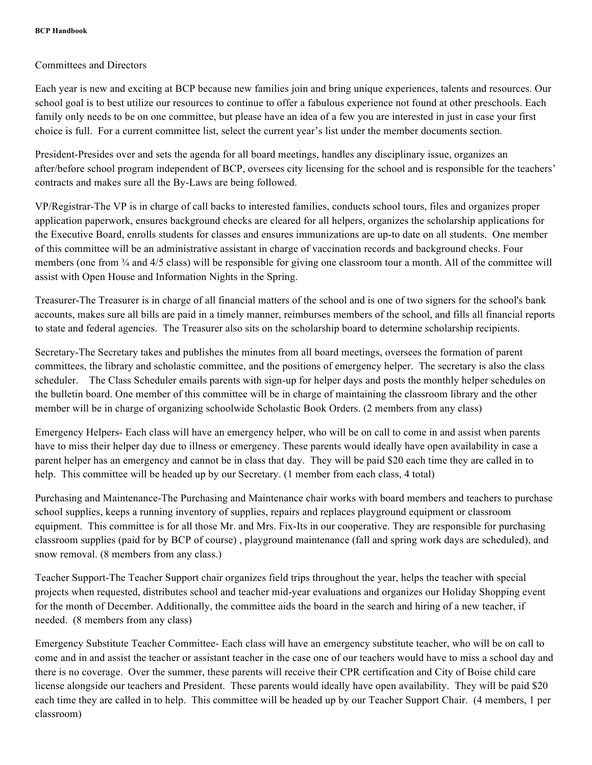## Committees and Directors

Each year is new and exciting at BCP because new families join and bring unique experiences, talents and resources. Our school goal is to best utilize our resources to continue to offer a fabulous experience not found at other preschools. Each family only needs to be on one committee, but please have an idea of a few you are interested in just in case your first choice is full. For a current committee list, select the current year's list under the member documents section.

President-Presides over and sets the agenda for all board meetings, handles any disciplinary issue, organizes an after/before school program independent of BCP, oversees city licensing for the school and is responsible for the teachers' contracts and makes sure all the By-Laws are being followed.

VP/Registrar-The VP is in charge of call backs to interested families, conducts school tours, files and organizes proper application paperwork, ensures background checks are cleared for all helpers, organizes the scholarship applications for the Executive Board, enrolls students for classes and ensures immunizations are up-to date on all students. One member of this committee will be an administrative assistant in charge of vaccination records and background checks. Four members (one from ¾ and 4/5 class) will be responsible for giving one classroom tour a month. All of the committee will assist with Open House and Information Nights in the Spring.

Treasurer-The Treasurer is in charge of all financial matters of the school and is one of two signers for the school's bank accounts, makes sure all bills are paid in a timely manner, reimburses members of the school, and fills all financial reports to state and federal agencies. The Treasurer also sits on the scholarship board to determine scholarship recipients.

Secretary-The Secretary takes and publishes the minutes from all board meetings, oversees the formation of parent committees, the library and scholastic committee, and the positions of emergency helper. The secretary is also the class scheduler. The Class Scheduler emails parents with sign-up for helper days and posts the monthly helper schedules on the bulletin board. One member of this committee will be in charge of maintaining the classroom library and the other member will be in charge of organizing schoolwide Scholastic Book Orders. (2 members from any class)

Emergency Helpers- Each class will have an emergency helper, who will be on call to come in and assist when parents have to miss their helper day due to illness or emergency. These parents would ideally have open availability in case a parent helper has an emergency and cannot be in class that day. They will be paid $20 each time they are called in to help. This committee will be headed up by our Secretary. (1 member from each class, 4 total)

Purchasing and Maintenance-The Purchasing and Maintenance chair works with board members and teachers to purchase school supplies, keeps a running inventory of supplies, repairs and replaces playground equipment or classroom equipment. This committee is for all those Mr. and Mrs. Fix-Its in our cooperative. They are responsible for purchasing classroom supplies (paid for by BCP of course) , playground maintenance (fall and spring work days are scheduled), and snow removal. (8 members from any class.)

Teacher Support-The Teacher Support chair organizes field trips throughout the year, helps the teacher with special projects when requested, distributes school and teacher mid-year evaluations and organizes our Holiday Shopping event for the month of December. Additionally, the committee aids the board in the search and hiring of a new teacher, if needed. (8 members from any class)

Emergency Substitute Teacher Committee- Each class will have an emergency substitute teacher, who will be on call to come and in and assist the teacher or assistant teacher in the case one of our teachers would have to miss a school day and there is no coverage. Over the summer, these parents will receive their CPR certification and City of Boise child care license alongside our teachers and President. These parents would ideally have open availability. They will be paid $20 each time they are called in to help. This committee will be headed up by our Teacher Support Chair. (4 members, 1 per classroom)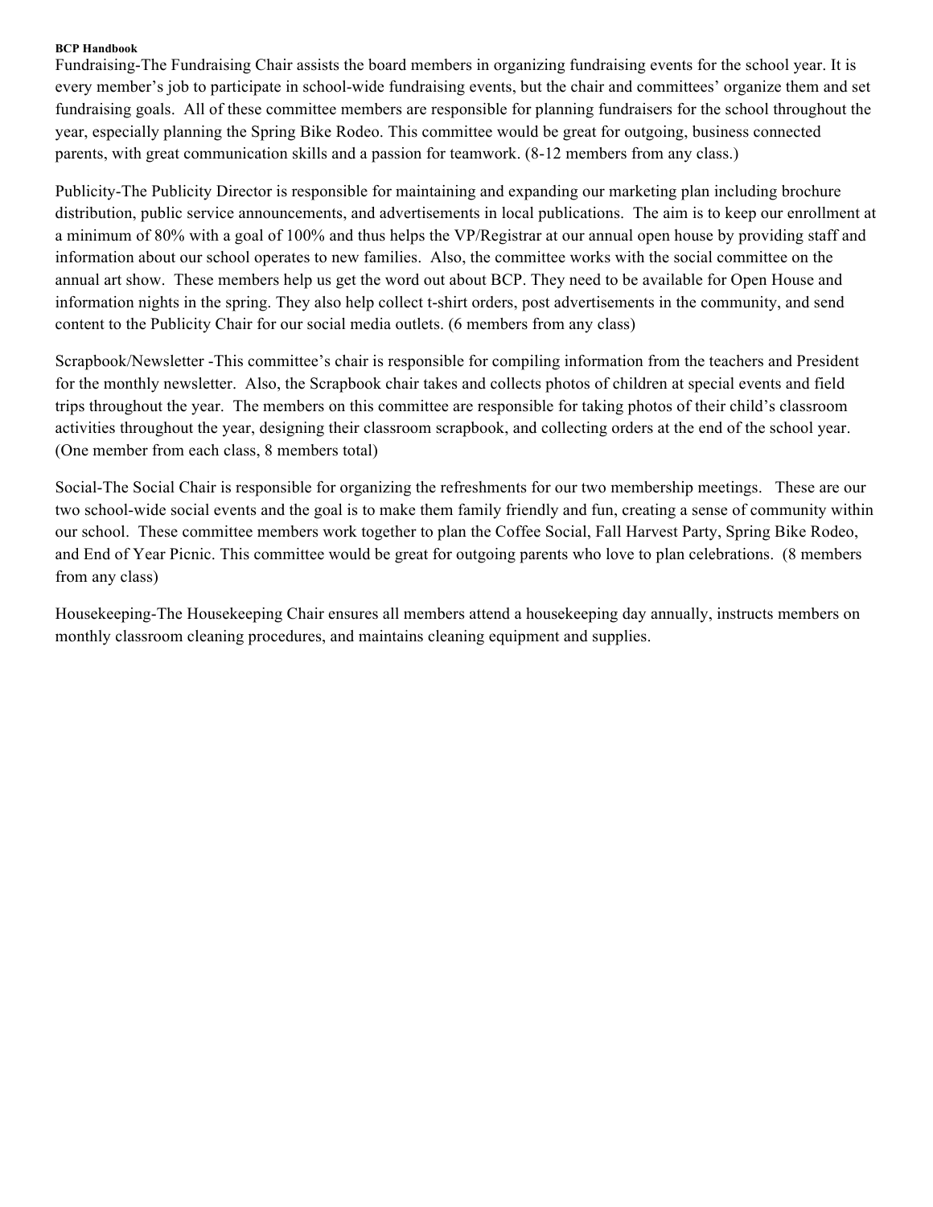Fundraising-The Fundraising Chair assists the board members in organizing fundraising events for the school year. It is every member's job to participate in school-wide fundraising events, but the chair and committees' organize them and set fundraising goals. All of these committee members are responsible for planning fundraisers for the school throughout the year, especially planning the Spring Bike Rodeo. This committee would be great for outgoing, business connected parents, with great communication skills and a passion for teamwork. (8-12 members from any class.)

Publicity-The Publicity Director is responsible for maintaining and expanding our marketing plan including brochure distribution, public service announcements, and advertisements in local publications. The aim is to keep our enrollment at a minimum of 80% with a goal of 100% and thus helps the VP/Registrar at our annual open house by providing staff and information about our school operates to new families. Also, the committee works with the social committee on the annual art show. These members help us get the word out about BCP. They need to be available for Open House and information nights in the spring. They also help collect t-shirt orders, post advertisements in the community, and send content to the Publicity Chair for our social media outlets. (6 members from any class)

Scrapbook/Newsletter -This committee's chair is responsible for compiling information from the teachers and President for the monthly newsletter. Also, the Scrapbook chair takes and collects photos of children at special events and field trips throughout the year. The members on this committee are responsible for taking photos of their child's classroom activities throughout the year, designing their classroom scrapbook, and collecting orders at the end of the school year. (One member from each class, 8 members total)

Social-The Social Chair is responsible for organizing the refreshments for our two membership meetings. These are our two school-wide social events and the goal is to make them family friendly and fun, creating a sense of community within our school. These committee members work together to plan the Coffee Social, Fall Harvest Party, Spring Bike Rodeo, and End of Year Picnic. This committee would be great for outgoing parents who love to plan celebrations. (8 members from any class)

Housekeeping-The Housekeeping Chair ensures all members attend a housekeeping day annually, instructs members on monthly classroom cleaning procedures, and maintains cleaning equipment and supplies.